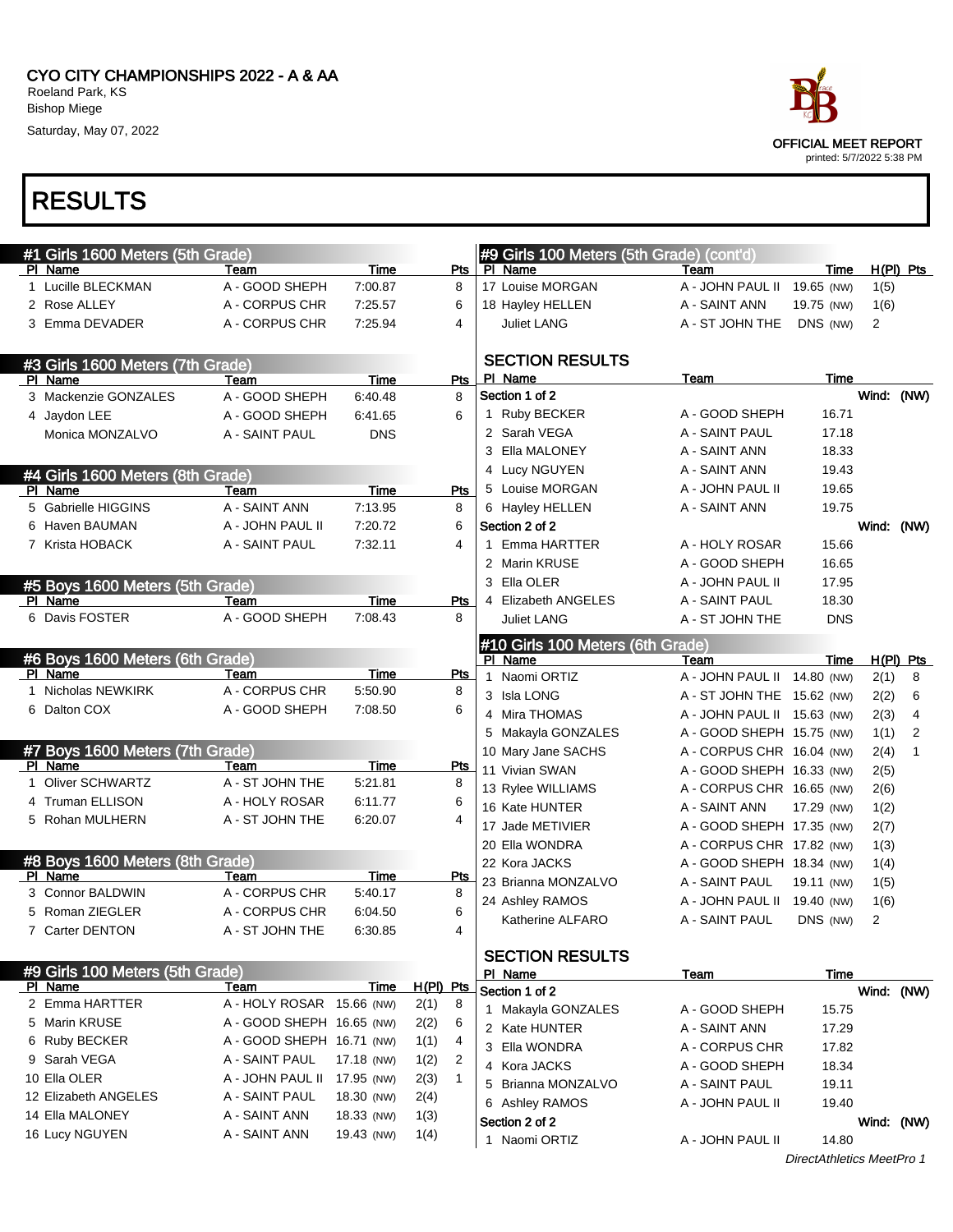# CYO CITY CHAMPIONSHIPS 2022 - A & AA

Roeland Park, KS
Bishop Miege
Saturday, May 07, 2022

OFFICIAL MEET REPORT
printed: 5/7/2022 5:38 PM

## RESULTS

### #1 Girls 1600 Meters (5th Grade)

| Pl | Name | Team | Time | Pts |
|---|---|---|---|---|
| 1 | Lucille BLECKMAN | A - GOOD SHEPH | 7:00.87 | 8 |
| 2 | Rose ALLEY | A - CORPUS CHR | 7:25.57 | 6 |
| 3 | Emma DEVADER | A - CORPUS CHR | 7:25.94 | 4 |

### #3 Girls 1600 Meters (7th Grade)

| Pl | Name | Team | Time | Pts |
|---|---|---|---|---|
| 3 | Mackenzie GONZALES | A - GOOD SHEPH | 6:40.48 | 8 |
| 4 | Jaydon LEE | A - GOOD SHEPH | 6:41.65 | 6 |
| | Monica MONZALVO | A - SAINT PAUL | DNS | |

### #4 Girls 1600 Meters (8th Grade)

| Pl | Name | Team | Time | Pts |
|---|---|---|---|---|
| 5 | Gabrielle HIGGINS | A - SAINT ANN | 7:13.95 | 8 |
| 6 | Haven BAUMAN | A - JOHN PAUL II | 7:20.72 | 6 |
| 7 | Krista HOBACK | A - SAINT PAUL | 7:32.11 | 4 |

### #5 Boys 1600 Meters (5th Grade)

| Pl | Name | Team | Time | Pts |
|---|---|---|---|---|
| 6 | Davis FOSTER | A - GOOD SHEPH | 7:08.43 | 8 |

### #6 Boys 1600 Meters (6th Grade)

| Pl | Name | Team | Time | Pts |
|---|---|---|---|---|
| 1 | Nicholas NEWKIRK | A - CORPUS CHR | 5:50.90 | 8 |
| 6 | Dalton COX | A - GOOD SHEPH | 7:08.50 | 6 |

### #7 Boys 1600 Meters (7th Grade)

| Pl | Name | Team | Time | Pts |
|---|---|---|---|---|
| 1 | Oliver SCHWARTZ | A - ST JOHN THE | 5:21.81 | 8 |
| 4 | Truman ELLISON | A - HOLY ROSAR | 6:11.77 | 6 |
| 5 | Rohan MULHERN | A - ST JOHN THE | 6:20.07 | 4 |

### #8 Boys 1600 Meters (8th Grade)

| Pl | Name | Team | Time | Pts |
|---|---|---|---|---|
| 3 | Connor BALDWIN | A - CORPUS CHR | 5:40.17 | 8 |
| 5 | Roman ZIEGLER | A - CORPUS CHR | 6:04.50 | 6 |
| 7 | Carter DENTON | A - ST JOHN THE | 6:30.85 | 4 |

### #9 Girls 100 Meters (5th Grade)

| Pl | Name | Team | Time | | H(Pl) | Pts |
|---|---|---|---|---|---|---|
| 2 | Emma HARTTER | A - HOLY ROSAR | 15.66 | (NW) | 2(1) | 8 |
| 5 | Marin KRUSE | A - GOOD SHEPH | 16.65 | (NW) | 2(2) | 6 |
| 6 | Ruby BECKER | A - GOOD SHEPH | 16.71 | (NW) | 1(1) | 4 |
| 9 | Sarah VEGA | A - SAINT PAUL | 17.18 | (NW) | 1(2) | 2 |
| 10 | Ella OLER | A - JOHN PAUL II | 17.95 | (NW) | 2(3) | 1 |
| 12 | Elizabeth ANGELES | A - SAINT PAUL | 18.30 | (NW) | 2(4) | |
| 14 | Ella MALONEY | A - SAINT ANN | 18.33 | (NW) | 1(3) | |
| 16 | Lucy NGUYEN | A - SAINT ANN | 19.43 | (NW) | 1(4) | |
| 17 | Louise MORGAN | A - JOHN PAUL II | 19.65 | (NW) | 1(5) | |
| 18 | Hayley HELLEN | A - SAINT ANN | 19.75 | (NW) | 1(6) | |
| | Juliet LANG | A - ST JOHN THE | DNS | (NW) | 2 | |

#### SECTION RESULTS

| Pl | Name | Team | Time |
|---|---|---|---|
| **Section 1 of 2** | | | Wind: (NW) |
| 1 | Ruby BECKER | A - GOOD SHEPH | 16.71 |
| 2 | Sarah VEGA | A - SAINT PAUL | 17.18 |
| 3 | Ella MALONEY | A - SAINT ANN | 18.33 |
| 4 | Lucy NGUYEN | A - SAINT ANN | 19.43 |
| 5 | Louise MORGAN | A - JOHN PAUL II | 19.65 |
| 6 | Hayley HELLEN | A - SAINT ANN | 19.75 |
| **Section 2 of 2** | | | Wind: (NW) |
| 1 | Emma HARTTER | A - HOLY ROSAR | 15.66 |
| 2 | Marin KRUSE | A - GOOD SHEPH | 16.65 |
| 3 | Ella OLER | A - JOHN PAUL II | 17.95 |
| 4 | Elizabeth ANGELES | A - SAINT PAUL | 18.30 |
| | Juliet LANG | A - ST JOHN THE | DNS |

### #10 Girls 100 Meters (6th Grade)

| Pl | Name | Team | Time | | H(Pl) | Pts |
|---|---|---|---|---|---|---|
| 1 | Naomi ORTIZ | A - JOHN PAUL II | 14.80 | (NW) | 2(1) | 8 |
| 3 | Isla LONG | A - ST JOHN THE | 15.62 | (NW) | 2(2) | 6 |
| 4 | Mira THOMAS | A - JOHN PAUL II | 15.63 | (NW) | 2(3) | 4 |
| 5 | Makayla GONZALES | A - GOOD SHEPH | 15.75 | (NW) | 1(1) | 2 |
| 10 | Mary Jane SACHS | A - CORPUS CHR | 16.04 | (NW) | 2(4) | 1 |
| 11 | Vivian SWAN | A - GOOD SHEPH | 16.33 | (NW) | 2(5) | |
| 13 | Rylee WILLIAMS | A - CORPUS CHR | 16.65 | (NW) | 2(6) | |
| 16 | Kate HUNTER | A - SAINT ANN | 17.29 | (NW) | 1(2) | |
| 17 | Jade METIVIER | A - GOOD SHEPH | 17.35 | (NW) | 2(7) | |
| 20 | Ella WONDRA | A - CORPUS CHR | 17.82 | (NW) | 1(3) | |
| 22 | Kora JACKS | A - GOOD SHEPH | 18.34 | (NW) | 1(4) | |
| 23 | Brianna MONZALVO | A - SAINT PAUL | 19.11 | (NW) | 1(5) | |
| 24 | Ashley RAMOS | A - JOHN PAUL II | 19.40 | (NW) | 1(6) | |
| | Katherine ALFARO | A - SAINT PAUL | DNS | (NW) | 2 | |

#### SECTION RESULTS

| Pl | Name | Team | Time |
|---|---|---|---|
| **Section 1 of 2** | | | Wind: (NW) |
| 1 | Makayla GONZALES | A - GOOD SHEPH | 15.75 |
| 2 | Kate HUNTER | A - SAINT ANN | 17.29 |
| 3 | Ella WONDRA | A - CORPUS CHR | 17.82 |
| 4 | Kora JACKS | A - GOOD SHEPH | 18.34 |
| 5 | Brianna MONZALVO | A - SAINT PAUL | 19.11 |
| 6 | Ashley RAMOS | A - JOHN PAUL II | 19.40 |
| **Section 2 of 2** | | | Wind: (NW) |
| 1 | Naomi ORTIZ | A - JOHN PAUL II | 14.80 |

DirectAthletics MeetPro 1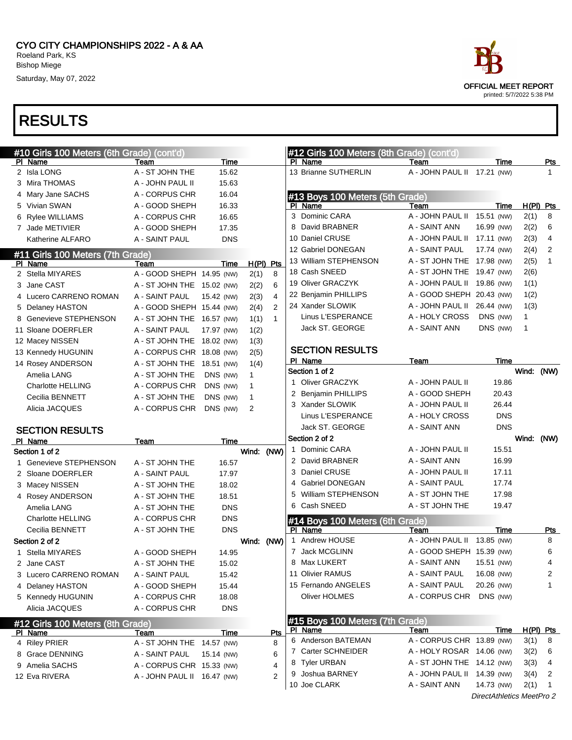# CYO CITY CHAMPIONSHIPS 2022 - A & AA

Roeland Park, KS
Bishop Miege
Saturday, May 07, 2022

OFFICIAL MEET REPORT
printed: 5/7/2022 5:38 PM

# RESULTS

## #10 Girls 100 Meters (6th Grade) (cont'd)

| Pl | Name | Team | Time |
|---|---|---|---|
| 2 | Isla LONG | A - ST JOHN THE | 15.62 |
| 3 | Mira THOMAS | A - JOHN PAUL II | 15.63 |
| 4 | Mary Jane SACHS | A - CORPUS CHR | 16.04 |
| 5 | Vivian SWAN | A - GOOD SHEPH | 16.33 |
| 6 | Rylee WILLIAMS | A - CORPUS CHR | 16.65 |
| 7 | Jade METIVIER | A - GOOD SHEPH | 17.35 |
| | Katherine ALFARO | A - SAINT PAUL | DNS |

## #11 Girls 100 Meters (7th Grade)

| Pl | Name | Team | Time | | H(Pl) | Pts |
|---|---|---|---|---|---|---|
| 2 | Stella MIYARES | A - GOOD SHEPH | 14.95 | (NW) | 2(1) | 8 |
| 3 | Jane CAST | A - ST JOHN THE | 15.02 | (NW) | 2(2) | 6 |
| 4 | Lucero CARRENO ROMAN | A - SAINT PAUL | 15.42 | (NW) | 2(3) | 4 |
| 5 | Delaney HASTON | A - GOOD SHEPH | 15.44 | (NW) | 2(4) | 2 |
| 8 | Genevieve STEPHENSON | A - ST JOHN THE | 16.57 | (NW) | 1(1) | 1 |
| 11 | Sloane DOERFLER | A - SAINT PAUL | 17.97 | (NW) | 1(2) | |
| 12 | Macey NISSEN | A - ST JOHN THE | 18.02 | (NW) | 1(3) | |
| 13 | Kennedy HUGUNIN | A - CORPUS CHR | 18.08 | (NW) | 2(5) | |
| 14 | Rosey ANDERSON | A - ST JOHN THE | 18.51 | (NW) | 1(4) | |
| | Amelia LANG | A - ST JOHN THE | DNS | (NW) | 1 | |
| | Charlotte HELLING | A - CORPUS CHR | DNS | (NW) | 1 | |
| | Cecilia BENNETT | A - ST JOHN THE | DNS | (NW) | 1 | |
| | Alicia JACQUES | A - CORPUS CHR | DNS | (NW) | 2 | |

### SECTION RESULTS

| Pl | Name | Team | Time |
|---|---|---|---|
| **Section 1 of 2** | | | Wind: (NW) |
| 1 | Genevieve STEPHENSON | A - ST JOHN THE | 16.57 |
| 2 | Sloane DOERFLER | A - SAINT PAUL | 17.97 |
| 3 | Macey NISSEN | A - ST JOHN THE | 18.02 |
| 4 | Rosey ANDERSON | A - ST JOHN THE | 18.51 |
| | Amelia LANG | A - ST JOHN THE | DNS |
| | Charlotte HELLING | A - CORPUS CHR | DNS |
| | Cecilia BENNETT | A - ST JOHN THE | DNS |
| **Section 2 of 2** | | | Wind: (NW) |
| 1 | Stella MIYARES | A - GOOD SHEPH | 14.95 |
| 2 | Jane CAST | A - ST JOHN THE | 15.02 |
| 3 | Lucero CARRENO ROMAN | A - SAINT PAUL | 15.42 |
| 4 | Delaney HASTON | A - GOOD SHEPH | 15.44 |
| 5 | Kennedy HUGUNIN | A - CORPUS CHR | 18.08 |
| | Alicia JACQUES | A - CORPUS CHR | DNS |

## #12 Girls 100 Meters (8th Grade)

| Pl | Name | Team | Time | | Pts |
|---|---|---|---|---|---|
| 4 | Riley PRIER | A - ST JOHN THE | 14.57 | (NW) | 8 |
| 8 | Grace DENNING | A - SAINT PAUL | 15.14 | (NW) | 6 |
| 9 | Amelia SACHS | A - CORPUS CHR | 15.33 | (NW) | 4 |
| 12 | Eva RIVERA | A - JOHN PAUL II | 16.47 | (NW) | 2 |
| 13 | Brianne SUTHERLIN | A - JOHN PAUL II | 17.21 | (NW) | 1 |

## #13 Boys 100 Meters (5th Grade)

| Pl | Name | Team | Time | | H(Pl) | Pts |
|---|---|---|---|---|---|---|
| 3 | Dominic CARA | A - JOHN PAUL II | 15.51 | (NW) | 2(1) | 8 |
| 8 | David BRABNER | A - SAINT ANN | 16.99 | (NW) | 2(2) | 6 |
| 10 | Daniel CRUSE | A - JOHN PAUL II | 17.11 | (NW) | 2(3) | 4 |
| 12 | Gabriel DONEGAN | A - SAINT PAUL | 17.74 | (NW) | 2(4) | 2 |
| 13 | William STEPHENSON | A - ST JOHN THE | 17.98 | (NW) | 2(5) | 1 |
| 18 | Cash SNEED | A - ST JOHN THE | 19.47 | (NW) | 2(6) | |
| 19 | Oliver GRACZYK | A - JOHN PAUL II | 19.86 | (NW) | 1(1) | |
| 22 | Benjamin PHILLIPS | A - GOOD SHEPH | 20.43 | (NW) | 1(2) | |
| 24 | Xander SLOWIK | A - JOHN PAUL II | 26.44 | (NW) | 1(3) | |
| | Linus L'ESPERANCE | A - HOLY CROSS | DNS | (NW) | 1 | |
| | Jack ST. GEORGE | A - SAINT ANN | DNS | (NW) | 1 | |

### SECTION RESULTS

| Pl | Name | Team | Time |
|---|---|---|---|
| **Section 1 of 2** | | | Wind: (NW) |
| 1 | Oliver GRACZYK | A - JOHN PAUL II | 19.86 |
| 2 | Benjamin PHILLIPS | A - GOOD SHEPH | 20.43 |
| 3 | Xander SLOWIK | A - JOHN PAUL II | 26.44 |
| | Linus L'ESPERANCE | A - HOLY CROSS | DNS |
| | Jack ST. GEORGE | A - SAINT ANN | DNS |
| **Section 2 of 2** | | | Wind: (NW) |
| 1 | Dominic CARA | A - JOHN PAUL II | 15.51 |
| 2 | David BRABNER | A - SAINT ANN | 16.99 |
| 3 | Daniel CRUSE | A - JOHN PAUL II | 17.11 |
| 4 | Gabriel DONEGAN | A - SAINT PAUL | 17.74 |
| 5 | William STEPHENSON | A - ST JOHN THE | 17.98 |
| 6 | Cash SNEED | A - ST JOHN THE | 19.47 |

## #14 Boys 100 Meters (6th Grade)

| Pl | Name | Team | Time | | Pts |
|---|---|---|---|---|---|
| 1 | Andrew HOUSE | A - JOHN PAUL II | 13.85 | (NW) | 8 |
| 7 | Jack MCGLINN | A - GOOD SHEPH | 15.39 | (NW) | 6 |
| 8 | Max LUKERT | A - SAINT ANN | 15.51 | (NW) | 4 |
| 11 | Olivier RAMUS | A - SAINT PAUL | 16.08 | (NW) | 2 |
| 15 | Fernando ANGELES | A - SAINT PAUL | 20.26 | (NW) | 1 |
| | Oliver HOLMES | A - CORPUS CHR | DNS | (NW) | |

## #15 Boys 100 Meters (7th Grade)

| Pl | Name | Team | Time | | H(Pl) | Pts |
|---|---|---|---|---|---|---|
| 6 | Anderson BATEMAN | A - CORPUS CHR | 13.89 | (NW) | 3(1) | 8 |
| 7 | Carter SCHNEIDER | A - HOLY CROSS | 14.06 | (NW) | 3(2) | 6 |
| 8 | Tyler URBAN | A - ST JOHN THE | 14.12 | (NW) | 3(3) | 4 |
| 9 | Joshua BARNEY | A - JOHN PAUL II | 14.39 | (NW) | 3(4) | 2 |
| 10 | Joe CLARK | A - SAINT ANN | 14.73 | (NW) | 2(1) | 1 |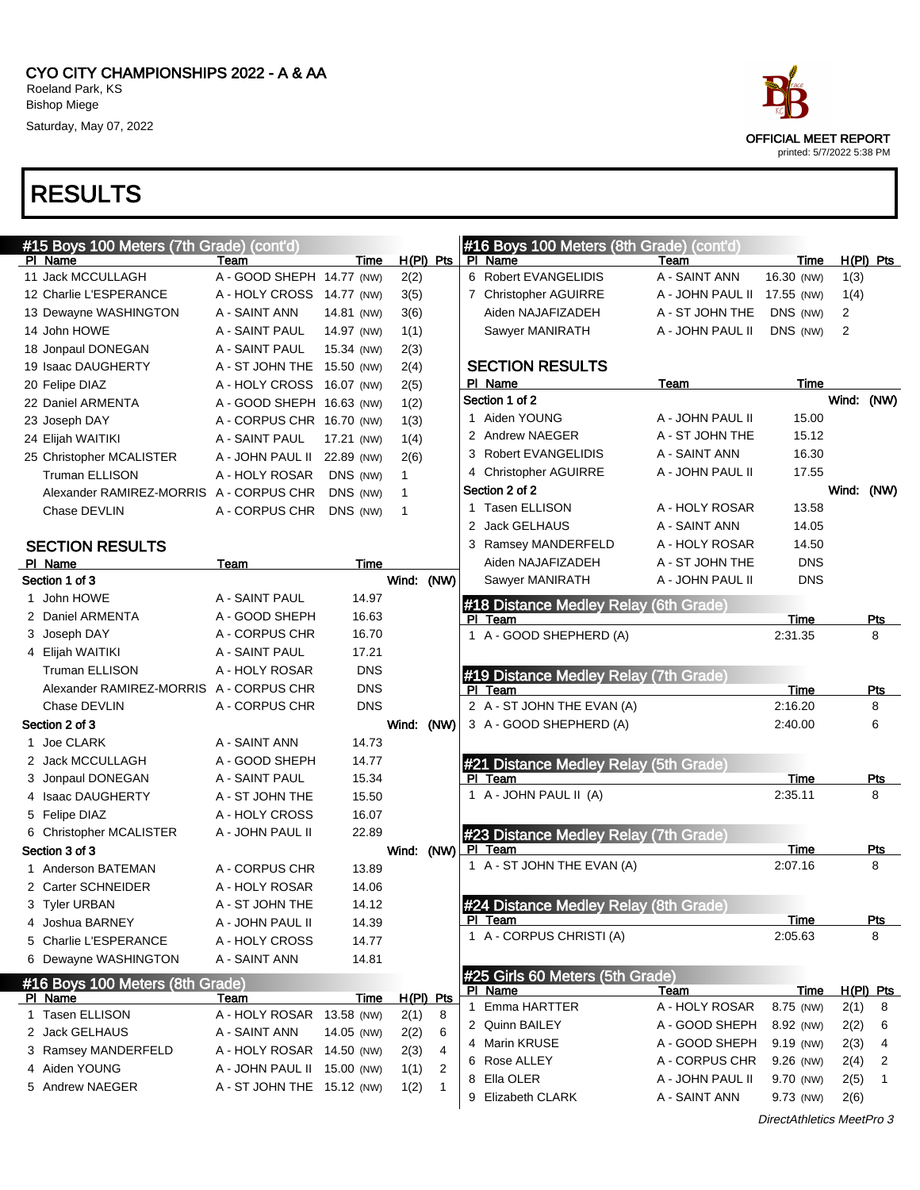CYO CITY CHAMPIONSHIPS 2022 - A & AA
Roeland Park, KS
Bishop Miege
Saturday, May 07, 2022

OFFICIAL MEET REPORT
printed: 5/7/2022 5:38 PM

# RESULTS

## #15 Boys 100 Meters (7th Grade) (cont'd)

| Pl | Name | Team | Time | | H(Pl) | Pts |
|---|---|---|---|---|---|---|
| 11 | Jack MCCULLAGH | A - GOOD SHEPH | 14.77 | (NW) | 2(2) | |
| 12 | Charlie L'ESPERANCE | A - HOLY CROSS | 14.77 | (NW) | 3(5) | |
| 13 | Dewayne WASHINGTON | A - SAINT ANN | 14.81 | (NW) | 3(6) | |
| 14 | John HOWE | A - SAINT PAUL | 14.97 | (NW) | 1(1) | |
| 18 | Jonpaul DONEGAN | A - SAINT PAUL | 15.34 | (NW) | 2(3) | |
| 19 | Isaac DAUGHERTY | A - ST JOHN THE | 15.50 | (NW) | 2(4) | |
| 20 | Felipe DIAZ | A - HOLY CROSS | 16.07 | (NW) | 2(5) | |
| 22 | Daniel ARMENTA | A - GOOD SHEPH | 16.63 | (NW) | 1(2) | |
| 23 | Joseph DAY | A - CORPUS CHR | 16.70 | (NW) | 1(3) | |
| 24 | Elijah WAITIKI | A - SAINT PAUL | 17.21 | (NW) | 1(4) | |
| 25 | Christopher MCALISTER | A - JOHN PAUL II | 22.89 | (NW) | 2(6) | |
| | Truman ELLISON | A - HOLY ROSAR | DNS | (NW) | 1 | |
| | Alexander RAMIREZ-MORRIS | A - CORPUS CHR | DNS | (NW) | 1 | |
| | Chase DEVLIN | A - CORPUS CHR | DNS | (NW) | 1 | |

### SECTION RESULTS

| Pl | Name | Team | Time |
|---|---|---|---|
| **Section 1 of 3** | | | Wind: (NW) |
| 1 | John HOWE | A - SAINT PAUL | 14.97 |
| 2 | Daniel ARMENTA | A - GOOD SHEPH | 16.63 |
| 3 | Joseph DAY | A - CORPUS CHR | 16.70 |
| 4 | Elijah WAITIKI | A - SAINT PAUL | 17.21 |
| | Truman ELLISON | A - HOLY ROSAR | DNS |
| | Alexander RAMIREZ-MORRIS | A - CORPUS CHR | DNS |
| | Chase DEVLIN | A - CORPUS CHR | DNS |
| **Section 2 of 3** | | | Wind: (NW) |
| 1 | Joe CLARK | A - SAINT ANN | 14.73 |
| 2 | Jack MCCULLAGH | A - GOOD SHEPH | 14.77 |
| 3 | Jonpaul DONEGAN | A - SAINT PAUL | 15.34 |
| 4 | Isaac DAUGHERTY | A - ST JOHN THE | 15.50 |
| 5 | Felipe DIAZ | A - HOLY CROSS | 16.07 |
| 6 | Christopher MCALISTER | A - JOHN PAUL II | 22.89 |
| **Section 3 of 3** | | | Wind: (NW) |
| 1 | Anderson BATEMAN | A - CORPUS CHR | 13.89 |
| 2 | Carter SCHNEIDER | A - HOLY ROSAR | 14.06 |
| 3 | Tyler URBAN | A - ST JOHN THE | 14.12 |
| 4 | Joshua BARNEY | A - JOHN PAUL II | 14.39 |
| 5 | Charlie L'ESPERANCE | A - HOLY CROSS | 14.77 |
| 6 | Dewayne WASHINGTON | A - SAINT ANN | 14.81 |

## #16 Boys 100 Meters (8th Grade)

| Pl | Name | Team | Time | | H(Pl) | Pts |
|---|---|---|---|---|---|---|
| 1 | Tasen ELLISON | A - HOLY ROSAR | 13.58 | (NW) | 2(1) | 8 |
| 2 | Jack GELHAUS | A - SAINT ANN | 14.05 | (NW) | 2(2) | 6 |
| 3 | Ramsey MANDERFELD | A - HOLY ROSAR | 14.50 | (NW) | 2(3) | 4 |
| 4 | Aiden YOUNG | A - JOHN PAUL II | 15.00 | (NW) | 1(1) | 2 |
| 5 | Andrew NAEGER | A - ST JOHN THE | 15.12 | (NW) | 1(2) | 1 |
| 6 | Robert EVANGELIDIS | A - SAINT ANN | 16.30 | (NW) | 1(3) | |
| 7 | Christopher AGUIRRE | A - JOHN PAUL II | 17.55 | (NW) | 1(4) | |
| | Aiden NAJAFIZADEH | A - ST JOHN THE | DNS | (NW) | 2 | |
| | Sawyer MANIRATH | A - JOHN PAUL II | DNS | (NW) | 2 | |

### SECTION RESULTS

| Pl | Name | Team | Time |
|---|---|---|---|
| **Section 1 of 2** | | | Wind: (NW) |
| 1 | Aiden YOUNG | A - JOHN PAUL II | 15.00 |
| 2 | Andrew NAEGER | A - ST JOHN THE | 15.12 |
| 3 | Robert EVANGELIDIS | A - SAINT ANN | 16.30 |
| 4 | Christopher AGUIRRE | A - JOHN PAUL II | 17.55 |
| **Section 2 of 2** | | | Wind: (NW) |
| 1 | Tasen ELLISON | A - HOLY ROSAR | 13.58 |
| 2 | Jack GELHAUS | A - SAINT ANN | 14.05 |
| 3 | Ramsey MANDERFELD | A - HOLY ROSAR | 14.50 |
| | Aiden NAJAFIZADEH | A - ST JOHN THE | DNS |
| | Sawyer MANIRATH | A - JOHN PAUL II | DNS |

## #18 Distance Medley Relay (6th Grade)

| Pl | Team | Time | Pts |
|---|---|---|---|
| 1 | A - GOOD SHEPHERD (A) | 2:31.35 | 8 |

## #19 Distance Medley Relay (7th Grade)

| Pl | Team | Time | Pts |
|---|---|---|---|
| 2 | A - ST JOHN THE EVAN (A) | 2:16.20 | 8 |
| 3 | A - GOOD SHEPHERD (A) | 2:40.00 | 6 |

## #21 Distance Medley Relay (5th Grade)

| Pl | Team | Time | Pts |
|---|---|---|---|
| 1 | A - JOHN PAUL II (A) | 2:35.11 | 8 |

## #23 Distance Medley Relay (7th Grade)

| Pl | Team | Time | Pts |
|---|---|---|---|
| 1 | A - ST JOHN THE EVAN (A) | 2:07.16 | 8 |

## #24 Distance Medley Relay (8th Grade)

| Pl | Team | Time | Pts |
|---|---|---|---|
| 1 | A - CORPUS CHRISTI (A) | 2:05.63 | 8 |

## #25 Girls 60 Meters (5th Grade)

| Pl | Name | Team | Time | | H(Pl) | Pts |
|---|---|---|---|---|---|---|
| 1 | Emma HARTTER | A - HOLY ROSAR | 8.75 | (NW) | 2(1) | 8 |
| 2 | Quinn BAILEY | A - GOOD SHEPH | 8.92 | (NW) | 2(2) | 6 |
| 4 | Marin KRUSE | A - GOOD SHEPH | 9.19 | (NW) | 2(3) | 4 |
| 6 | Rose ALLEY | A - CORPUS CHR | 9.26 | (NW) | 2(4) | 2 |
| 8 | Ella OLER | A - JOHN PAUL II | 9.70 | (NW) | 2(5) | 1 |
| 9 | Elizabeth CLARK | A - SAINT ANN | 9.73 | (NW) | 2(6) | |

*DirectAthletics MeetPro 3*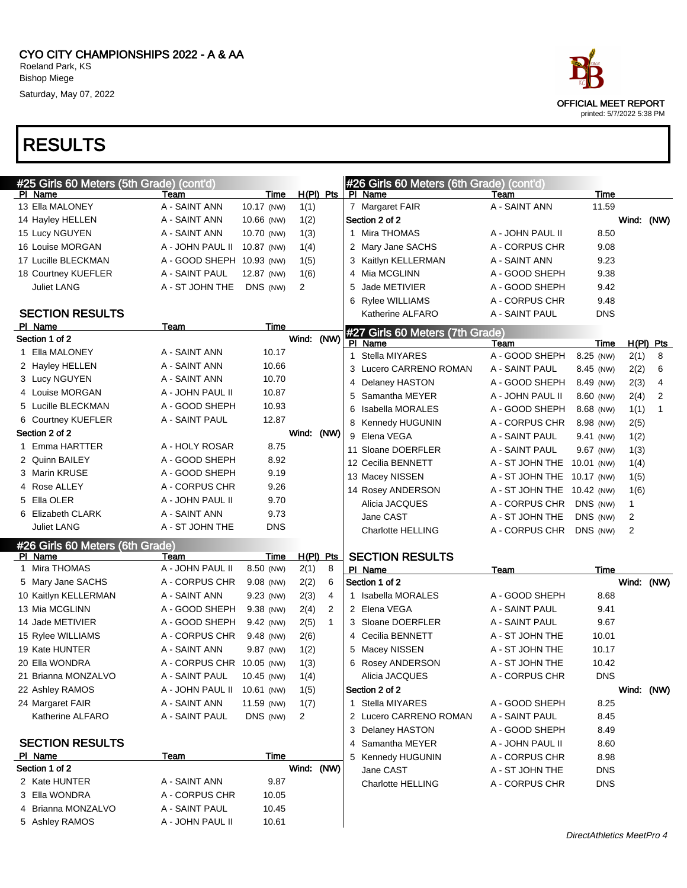CYO CITY CHAMPIONSHIPS 2022 - A & AA
Roeland Park, KS
Bishop Miege
Saturday, May 07, 2022

OFFICIAL MEET REPORT
printed: 5/7/2022 5:38 PM

# RESULTS

## #25 Girls 60 Meters (5th Grade) (cont'd)

| Pl | Name | Team | Time | | H(Pl) | Pts |
|---|---|---|---|---|---|---|
| 13 | Ella MALONEY | A - SAINT ANN | 10.17 | (NW) | 1(1) | |
| 14 | Hayley HELLEN | A - SAINT ANN | 10.66 | (NW) | 1(2) | |
| 15 | Lucy NGUYEN | A - SAINT ANN | 10.70 | (NW) | 1(3) | |
| 16 | Louise MORGAN | A - JOHN PAUL II | 10.87 | (NW) | 1(4) | |
| 17 | Lucille BLECKMAN | A - GOOD SHEPH | 10.93 | (NW) | 1(5) | |
| 18 | Courtney KUEFLER | A - SAINT PAUL | 12.87 | (NW) | 1(6) | |
| | Juliet LANG | A - ST JOHN THE | DNS | (NW) | 2 | |

### SECTION RESULTS

| Pl | Name | Team | Time |
|---|---|---|---|
| **Section 1 of 2** | | | Wind: (NW) |
| 1 | Ella MALONEY | A - SAINT ANN | 10.17 |
| 2 | Hayley HELLEN | A - SAINT ANN | 10.66 |
| 3 | Lucy NGUYEN | A - SAINT ANN | 10.70 |
| 4 | Louise MORGAN | A - JOHN PAUL II | 10.87 |
| 5 | Lucille BLECKMAN | A - GOOD SHEPH | 10.93 |
| 6 | Courtney KUEFLER | A - SAINT PAUL | 12.87 |
| **Section 2 of 2** | | | Wind: (NW) |
| 1 | Emma HARTTER | A - HOLY ROSAR | 8.75 |
| 2 | Quinn BAILEY | A - GOOD SHEPH | 8.92 |
| 3 | Marin KRUSE | A - GOOD SHEPH | 9.19 |
| 4 | Rose ALLEY | A - CORPUS CHR | 9.26 |
| 5 | Ella OLER | A - JOHN PAUL II | 9.70 |
| 6 | Elizabeth CLARK | A - SAINT ANN | 9.73 |
| | Juliet LANG | A - ST JOHN THE | DNS |

## #26 Girls 60 Meters (6th Grade)

| Pl | Name | Team | Time | | H(Pl) | Pts |
|---|---|---|---|---|---|---|
| 1 | Mira THOMAS | A - JOHN PAUL II | 8.50 | (NW) | 2(1) | 8 |
| 5 | Mary Jane SACHS | A - CORPUS CHR | 9.08 | (NW) | 2(2) | 6 |
| 10 | Kaitlyn KELLERMAN | A - SAINT ANN | 9.23 | (NW) | 2(3) | 4 |
| 13 | Mia MCGLINN | A - GOOD SHEPH | 9.38 | (NW) | 2(4) | 2 |
| 14 | Jade METIVIER | A - GOOD SHEPH | 9.42 | (NW) | 2(5) | 1 |
| 15 | Rylee WILLIAMS | A - CORPUS CHR | 9.48 | (NW) | 2(6) | |
| 19 | Kate HUNTER | A - SAINT ANN | 9.87 | (NW) | 1(2) | |
| 20 | Ella WONDRA | A - CORPUS CHR | 10.05 | (NW) | 1(3) | |
| 21 | Brianna MONZALVO | A - SAINT PAUL | 10.45 | (NW) | 1(4) | |
| 22 | Ashley RAMOS | A - JOHN PAUL II | 10.61 | (NW) | 1(5) | |
| 24 | Margaret FAIR | A - SAINT ANN | 11.59 | (NW) | 1(7) | |
| | Katherine ALFARO | A - SAINT PAUL | DNS | (NW) | 2 | |

### SECTION RESULTS

| Pl | Name | Team | Time |
|---|---|---|---|
| **Section 1 of 2** | | | Wind: (NW) |
| 2 | Kate HUNTER | A - SAINT ANN | 9.87 |
| 3 | Ella WONDRA | A - CORPUS CHR | 10.05 |
| 4 | Brianna MONZALVO | A - SAINT PAUL | 10.45 |
| 5 | Ashley RAMOS | A - JOHN PAUL II | 10.61 |
| 7 | Margaret FAIR | A - SAINT ANN | 11.59 |
| **Section 2 of 2** | | | Wind: (NW) |
| 1 | Mira THOMAS | A - JOHN PAUL II | 8.50 |
| 2 | Mary Jane SACHS | A - CORPUS CHR | 9.08 |
| 3 | Kaitlyn KELLERMAN | A - SAINT ANN | 9.23 |
| 4 | Mia MCGLINN | A - GOOD SHEPH | 9.38 |
| 5 | Jade METIVIER | A - GOOD SHEPH | 9.42 |
| 6 | Rylee WILLIAMS | A - CORPUS CHR | 9.48 |
| | Katherine ALFARO | A - SAINT PAUL | DNS |

## #27 Girls 60 Meters (7th Grade)

| Pl | Name | Team | Time | | H(Pl) | Pts |
|---|---|---|---|---|---|---|
| 1 | Stella MIYARES | A - GOOD SHEPH | 8.25 | (NW) | 2(1) | 8 |
| 3 | Lucero CARRENO ROMAN | A - SAINT PAUL | 8.45 | (NW) | 2(2) | 6 |
| 4 | Delaney HASTON | A - GOOD SHEPH | 8.49 | (NW) | 2(3) | 4 |
| 5 | Samantha MEYER | A - JOHN PAUL II | 8.60 | (NW) | 2(4) | 2 |
| 6 | Isabella MORALES | A - GOOD SHEPH | 8.68 | (NW) | 1(1) | 1 |
| 8 | Kennedy HUGUNIN | A - CORPUS CHR | 8.98 | (NW) | 2(5) | |
| 9 | Elena VEGA | A - SAINT PAUL | 9.41 | (NW) | 1(2) | |
| 11 | Sloane DOERFLER | A - SAINT PAUL | 9.67 | (NW) | 1(3) | |
| 12 | Cecilia BENNETT | A - ST JOHN THE | 10.01 | (NW) | 1(4) | |
| 13 | Macey NISSEN | A - ST JOHN THE | 10.17 | (NW) | 1(5) | |
| 14 | Rosey ANDERSON | A - ST JOHN THE | 10.42 | (NW) | 1(6) | |
| | Alicia JACQUES | A - CORPUS CHR | DNS | (NW) | 1 | |
| | Jane CAST | A - ST JOHN THE | DNS | (NW) | 2 | |
| | Charlotte HELLING | A - CORPUS CHR | DNS | (NW) | 2 | |

### SECTION RESULTS

| Pl | Name | Team | Time |
|---|---|---|---|
| **Section 1 of 2** | | | Wind: (NW) |
| 1 | Isabella MORALES | A - GOOD SHEPH | 8.68 |
| 2 | Elena VEGA | A - SAINT PAUL | 9.41 |
| 3 | Sloane DOERFLER | A - SAINT PAUL | 9.67 |
| 4 | Cecilia BENNETT | A - ST JOHN THE | 10.01 |
| 5 | Macey NISSEN | A - ST JOHN THE | 10.17 |
| 6 | Rosey ANDERSON | A - ST JOHN THE | 10.42 |
| | Alicia JACQUES | A - CORPUS CHR | DNS |
| **Section 2 of 2** | | | Wind: (NW) |
| 1 | Stella MIYARES | A - GOOD SHEPH | 8.25 |
| 2 | Lucero CARRENO ROMAN | A - SAINT PAUL | 8.45 |
| 3 | Delaney HASTON | A - GOOD SHEPH | 8.49 |
| 4 | Samantha MEYER | A - JOHN PAUL II | 8.60 |
| 5 | Kennedy HUGUNIN | A - CORPUS CHR | 8.98 |
| | Jane CAST | A - ST JOHN THE | DNS |
| | Charlotte HELLING | A - CORPUS CHR | DNS |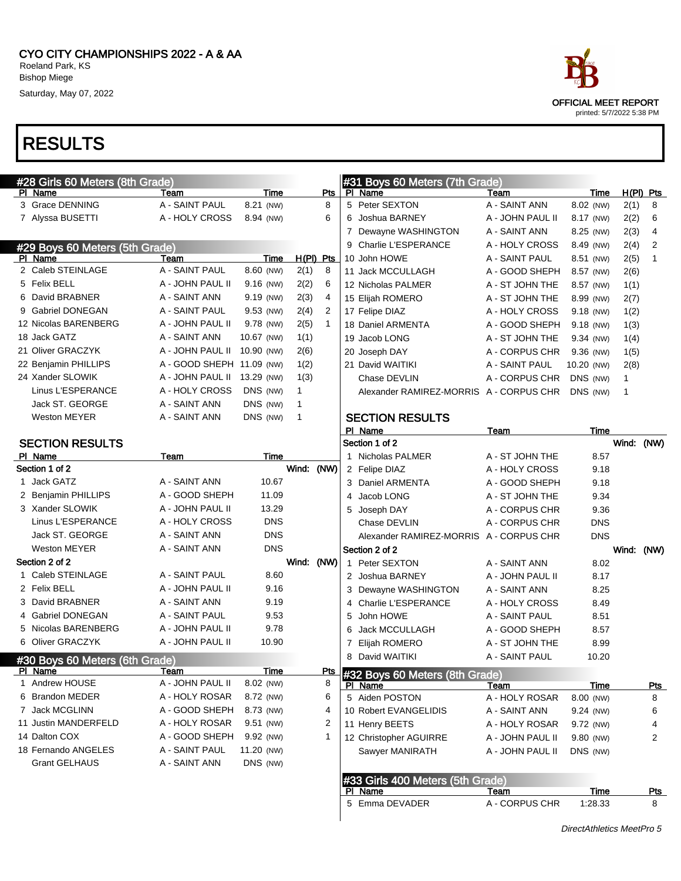# CYO CITY CHAMPIONSHIPS 2022 - A & AA

Roeland Park, KS
Bishop Miege
Saturday, May 07, 2022

OFFICIAL MEET REPORT
printed: 5/7/2022 5:38 PM

# RESULTS

## #28 Girls 60 Meters (8th Grade)

| Pl | Name | Team | Time | | Pts |
|---|---|---|---|---|---|
| 3 | Grace DENNING | A - SAINT PAUL | 8.21 | (NW) | 8 |
| 7 | Alyssa BUSETTI | A - HOLY CROSS | 8.94 | (NW) | 6 |

## #29 Boys 60 Meters (5th Grade)

| Pl | Name | Team | Time | | H(Pl) | Pts |
|---|---|---|---|---|---|---|
| 2 | Caleb STEINLAGE | A - SAINT PAUL | 8.60 | (NW) | 2(1) | 8 |
| 5 | Felix BELL | A - JOHN PAUL II | 9.16 | (NW) | 2(2) | 6 |
| 6 | David BRABNER | A - SAINT ANN | 9.19 | (NW) | 2(3) | 4 |
| 9 | Gabriel DONEGAN | A - SAINT PAUL | 9.53 | (NW) | 2(4) | 2 |
| 12 | Nicolas BARENBERG | A - JOHN PAUL II | 9.78 | (NW) | 2(5) | 1 |
| 18 | Jack GATZ | A - SAINT ANN | 10.67 | (NW) | 1(1) | |
| 21 | Oliver GRACZYK | A - JOHN PAUL II | 10.90 | (NW) | 2(6) | |
| 22 | Benjamin PHILLIPS | A - GOOD SHEPH | 11.09 | (NW) | 1(2) | |
| 24 | Xander SLOWIK | A - JOHN PAUL II | 13.29 | (NW) | 1(3) | |
| | Linus L'ESPERANCE | A - HOLY CROSS | DNS | (NW) | 1 | |
| | Jack ST. GEORGE | A - SAINT ANN | DNS | (NW) | 1 | |
| | Weston MEYER | A - SAINT ANN | DNS | (NW) | 1 | |

### SECTION RESULTS

**Section 1 of 2** — Wind: (NW)

| Pl | Name | Team | Time |
|---|---|---|---|
| 1 | Jack GATZ | A - SAINT ANN | 10.67 |
| 2 | Benjamin PHILLIPS | A - GOOD SHEPH | 11.09 |
| 3 | Xander SLOWIK | A - JOHN PAUL II | 13.29 |
| | Linus L'ESPERANCE | A - HOLY CROSS | DNS |
| | Jack ST. GEORGE | A - SAINT ANN | DNS |
| | Weston MEYER | A - SAINT ANN | DNS |

**Section 2 of 2** — Wind: (NW)

| Pl | Name | Team | Time |
|---|---|---|---|
| 1 | Caleb STEINLAGE | A - SAINT PAUL | 8.60 |
| 2 | Felix BELL | A - JOHN PAUL II | 9.16 |
| 3 | David BRABNER | A - SAINT ANN | 9.19 |
| 4 | Gabriel DONEGAN | A - SAINT PAUL | 9.53 |
| 5 | Nicolas BARENBERG | A - JOHN PAUL II | 9.78 |
| 6 | Oliver GRACZYK | A - JOHN PAUL II | 10.90 |

## #30 Boys 60 Meters (6th Grade)

| Pl | Name | Team | Time | | Pts |
|---|---|---|---|---|---|
| 1 | Andrew HOUSE | A - JOHN PAUL II | 8.02 | (NW) | 8 |
| 6 | Brandon MEDER | A - HOLY ROSAR | 8.72 | (NW) | 6 |
| 7 | Jack MCGLINN | A - GOOD SHEPH | 8.73 | (NW) | 4 |
| 11 | Justin MANDERFELD | A - HOLY ROSAR | 9.51 | (NW) | 2 |
| 14 | Dalton COX | A - GOOD SHEPH | 9.92 | (NW) | 1 |
| 18 | Fernando ANGELES | A - SAINT PAUL | 11.20 | (NW) | |
| | Grant GELHAUS | A - SAINT ANN | DNS | (NW) | |

## #31 Boys 60 Meters (7th Grade)

| Pl | Name | Team | Time | | H(Pl) | Pts |
|---|---|---|---|---|---|---|
| 5 | Peter SEXTON | A - SAINT ANN | 8.02 | (NW) | 2(1) | 8 |
| 6 | Joshua BARNEY | A - JOHN PAUL II | 8.17 | (NW) | 2(2) | 6 |
| 7 | Dewayne WASHINGTON | A - SAINT ANN | 8.25 | (NW) | 2(3) | 4 |
| 9 | Charlie L'ESPERANCE | A - HOLY CROSS | 8.49 | (NW) | 2(4) | 2 |
| 10 | John HOWE | A - SAINT PAUL | 8.51 | (NW) | 2(5) | 1 |
| 11 | Jack MCCULLAGH | A - GOOD SHEPH | 8.57 | (NW) | 2(6) | |
| 12 | Nicholas PALMER | A - ST JOHN THE | 8.57 | (NW) | 1(1) | |
| 15 | Elijah ROMERO | A - ST JOHN THE | 8.99 | (NW) | 2(7) | |
| 17 | Felipe DIAZ | A - HOLY CROSS | 9.18 | (NW) | 1(2) | |
| 18 | Daniel ARMENTA | A - GOOD SHEPH | 9.18 | (NW) | 1(3) | |
| 19 | Jacob LONG | A - ST JOHN THE | 9.34 | (NW) | 1(4) | |
| 20 | Joseph DAY | A - CORPUS CHR | 9.36 | (NW) | 1(5) | |
| 21 | David WAITIKI | A - SAINT PAUL | 10.20 | (NW) | 2(8) | |
| | Chase DEVLIN | A - CORPUS CHR | DNS | (NW) | 1 | |
| | Alexander RAMIREZ-MORRIS | A - CORPUS CHR | DNS | (NW) | 1 | |

### SECTION RESULTS

**Section 1 of 2** — Wind: (NW)

| Pl | Name | Team | Time |
|---|---|---|---|
| 1 | Nicholas PALMER | A - ST JOHN THE | 8.57 |
| 2 | Felipe DIAZ | A - HOLY CROSS | 9.18 |
| 3 | Daniel ARMENTA | A - GOOD SHEPH | 9.18 |
| 4 | Jacob LONG | A - ST JOHN THE | 9.34 |
| 5 | Joseph DAY | A - CORPUS CHR | 9.36 |
| | Chase DEVLIN | A - CORPUS CHR | DNS |
| | Alexander RAMIREZ-MORRIS | A - CORPUS CHR | DNS |

**Section 2 of 2** — Wind: (NW)

| Pl | Name | Team | Time |
|---|---|---|---|
| 1 | Peter SEXTON | A - SAINT ANN | 8.02 |
| 2 | Joshua BARNEY | A - JOHN PAUL II | 8.17 |
| 3 | Dewayne WASHINGTON | A - SAINT ANN | 8.25 |
| 4 | Charlie L'ESPERANCE | A - HOLY CROSS | 8.49 |
| 5 | John HOWE | A - SAINT PAUL | 8.51 |
| 6 | Jack MCCULLAGH | A - GOOD SHEPH | 8.57 |
| 7 | Elijah ROMERO | A - ST JOHN THE | 8.99 |
| 8 | David WAITIKI | A - SAINT PAUL | 10.20 |

## #32 Boys 60 Meters (8th Grade)

| Pl | Name | Team | Time | | Pts |
|---|---|---|---|---|---|
| 5 | Aiden POSTON | A - HOLY ROSAR | 8.00 | (NW) | 8 |
| 10 | Robert EVANGELIDIS | A - SAINT ANN | 9.24 | (NW) | 6 |
| 11 | Henry BEETS | A - HOLY ROSAR | 9.72 | (NW) | 4 |
| 12 | Christopher AGUIRRE | A - JOHN PAUL II | 9.80 | (NW) | 2 |
| | Sawyer MANIRATH | A - JOHN PAUL II | DNS | (NW) | |

## #33 Girls 400 Meters (5th Grade)

| Pl | Name | Team | Time | Pts |
|---|---|---|---|---|
| 5 | Emma DEVADER | A - CORPUS CHR | 1:28.33 | 8 |

DirectAthletics MeetPro 5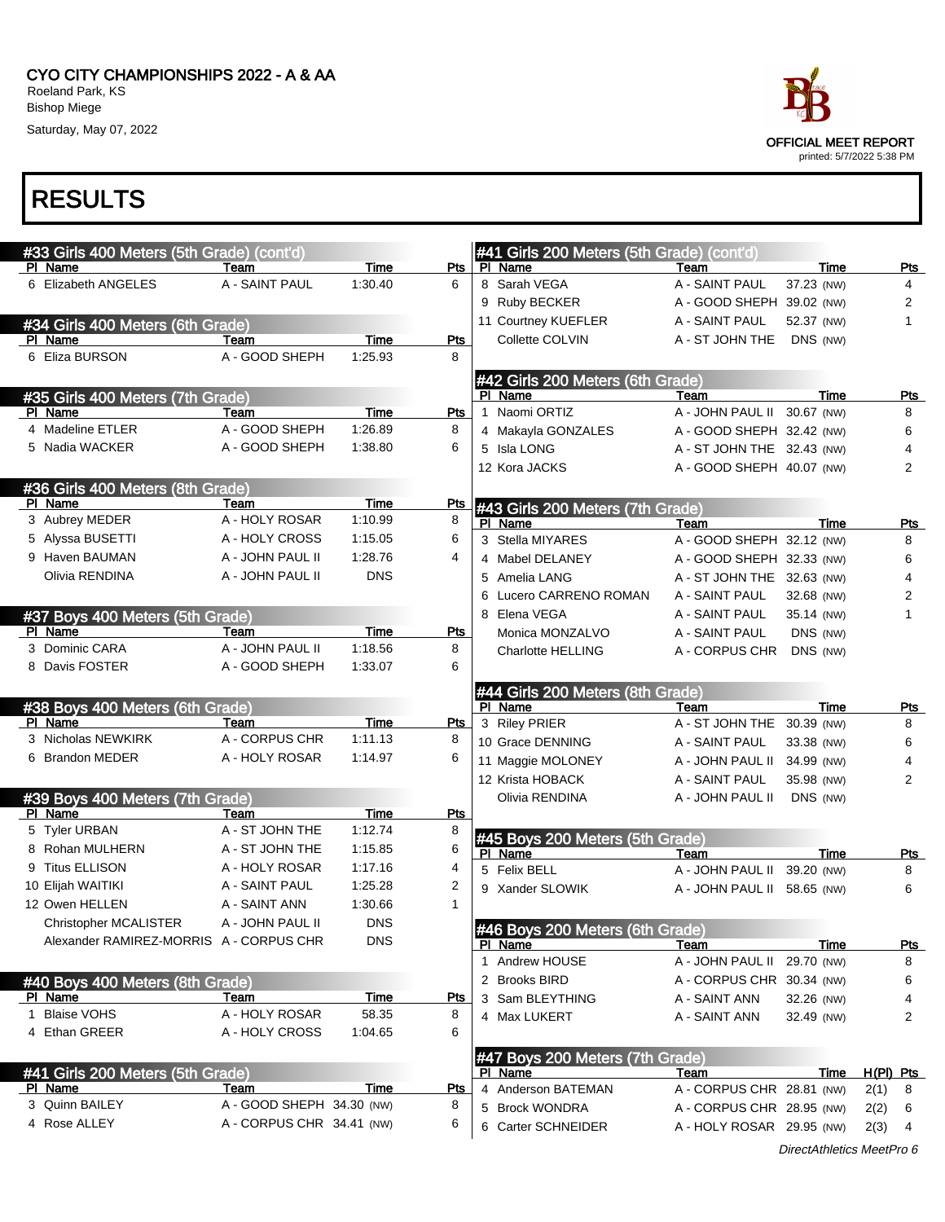CYO CITY CHAMPIONSHIPS 2022 - A & AA
Roeland Park, KS
Bishop Miege
Saturday, May 07, 2022

OFFICIAL MEET REPORT
printed: 5/7/2022 5:38 PM

# RESULTS

## #33 Girls 400 Meters (5th Grade) (cont'd)

| Pl | Name | Team | Time | Pts |
|---|---|---|---|---|
| 6 | Elizabeth ANGELES | A - SAINT PAUL | 1:30.40 | 6 |

## #34 Girls 400 Meters (6th Grade)

| Pl | Name | Team | Time | Pts |
|---|---|---|---|---|
| 6 | Eliza BURSON | A - GOOD SHEPH | 1:25.93 | 8 |

## #35 Girls 400 Meters (7th Grade)

| Pl | Name | Team | Time | Pts |
|---|---|---|---|---|
| 4 | Madeline ETLER | A - GOOD SHEPH | 1:26.89 | 8 |
| 5 | Nadia WACKER | A - GOOD SHEPH | 1:38.80 | 6 |

## #36 Girls 400 Meters (8th Grade)

| Pl | Name | Team | Time | Pts |
|---|---|---|---|---|
| 3 | Aubrey MEDER | A - HOLY ROSAR | 1:10.99 | 8 |
| 5 | Alyssa BUSETTI | A - HOLY CROSS | 1:15.05 | 6 |
| 9 | Haven BAUMAN | A - JOHN PAUL II | 1:28.76 | 4 |
| | Olivia RENDINA | A - JOHN PAUL II | DNS | |

## #37 Boys 400 Meters (5th Grade)

| Pl | Name | Team | Time | Pts |
|---|---|---|---|---|
| 3 | Dominic CARA | A - JOHN PAUL II | 1:18.56 | 8 |
| 8 | Davis FOSTER | A - GOOD SHEPH | 1:33.07 | 6 |

## #38 Boys 400 Meters (6th Grade)

| Pl | Name | Team | Time | Pts |
|---|---|---|---|---|
| 3 | Nicholas NEWKIRK | A - CORPUS CHR | 1:11.13 | 8 |
| 6 | Brandon MEDER | A - HOLY ROSAR | 1:14.97 | 6 |

## #39 Boys 400 Meters (7th Grade)

| Pl | Name | Team | Time | Pts |
|---|---|---|---|---|
| 5 | Tyler URBAN | A - ST JOHN THE | 1:12.74 | 8 |
| 8 | Rohan MULHERN | A - ST JOHN THE | 1:15.85 | 6 |
| 9 | Titus ELLISON | A - HOLY ROSAR | 1:17.16 | 4 |
| 10 | Elijah WAITIKI | A - SAINT PAUL | 1:25.28 | 2 |
| 12 | Owen HELLEN | A - SAINT ANN | 1:30.66 | 1 |
| | Christopher MCALISTER | A - JOHN PAUL II | DNS | |
| | Alexander RAMIREZ-MORRIS | A - CORPUS CHR | DNS | |

## #40 Boys 400 Meters (8th Grade)

| Pl | Name | Team | Time | Pts |
|---|---|---|---|---|
| 1 | Blaise VOHS | A - HOLY ROSAR | 58.35 | 8 |
| 4 | Ethan GREER | A - HOLY CROSS | 1:04.65 | 6 |

## #41 Girls 200 Meters (5th Grade)

| Pl | Name | Team | Time | Pts |
|---|---|---|---|---|
| 3 | Quinn BAILEY | A - GOOD SHEPH | 34.30 (NW) | 8 |
| 4 | Rose ALLEY | A - CORPUS CHR | 34.41 (NW) | 6 |
| 8 | Sarah VEGA | A - SAINT PAUL | 37.23 (NW) | 4 |
| 9 | Ruby BECKER | A - GOOD SHEPH | 39.02 (NW) | 2 |
| 11 | Courtney KUEFLER | A - SAINT PAUL | 52.37 (NW) | 1 |
| | Collette COLVIN | A - ST JOHN THE | DNS (NW) | |

## #42 Girls 200 Meters (6th Grade)

| Pl | Name | Team | Time | Pts |
|---|---|---|---|---|
| 1 | Naomi ORTIZ | A - JOHN PAUL II | 30.67 (NW) | 8 |
| 4 | Makayla GONZALES | A - GOOD SHEPH | 32.42 (NW) | 6 |
| 5 | Isla LONG | A - ST JOHN THE | 32.43 (NW) | 4 |
| 12 | Kora JACKS | A - GOOD SHEPH | 40.07 (NW) | 2 |

## #43 Girls 200 Meters (7th Grade)

| Pl | Name | Team | Time | Pts |
|---|---|---|---|---|
| 3 | Stella MIYARES | A - GOOD SHEPH | 32.12 (NW) | 8 |
| 4 | Mabel DELANEY | A - GOOD SHEPH | 32.33 (NW) | 6 |
| 5 | Amelia LANG | A - ST JOHN THE | 32.63 (NW) | 4 |
| 6 | Lucero CARRENO ROMAN | A - SAINT PAUL | 32.68 (NW) | 2 |
| 8 | Elena VEGA | A - SAINT PAUL | 35.14 (NW) | 1 |
| | Monica MONZALVO | A - SAINT PAUL | DNS (NW) | |
| | Charlotte HELLING | A - CORPUS CHR | DNS (NW) | |

## #44 Girls 200 Meters (8th Grade)

| Pl | Name | Team | Time | Pts |
|---|---|---|---|---|
| 3 | Riley PRIER | A - ST JOHN THE | 30.39 (NW) | 8 |
| 10 | Grace DENNING | A - SAINT PAUL | 33.38 (NW) | 6 |
| 11 | Maggie MOLONEY | A - JOHN PAUL II | 34.99 (NW) | 4 |
| 12 | Krista HOBACK | A - SAINT PAUL | 35.98 (NW) | 2 |
| | Olivia RENDINA | A - JOHN PAUL II | DNS (NW) | |

## #45 Boys 200 Meters (5th Grade)

| Pl | Name | Team | Time | Pts |
|---|---|---|---|---|
| 5 | Felix BELL | A - JOHN PAUL II | 39.20 (NW) | 8 |
| 9 | Xander SLOWIK | A - JOHN PAUL II | 58.65 (NW) | 6 |

## #46 Boys 200 Meters (6th Grade)

| Pl | Name | Team | Time | Pts |
|---|---|---|---|---|
| 1 | Andrew HOUSE | A - JOHN PAUL II | 29.70 (NW) | 8 |
| 2 | Brooks BIRD | A - CORPUS CHR | 30.34 (NW) | 6 |
| 3 | Sam BLEYTHING | A - SAINT ANN | 32.26 (NW) | 4 |
| 4 | Max LUKERT | A - SAINT ANN | 32.49 (NW) | 2 |

## #47 Boys 200 Meters (7th Grade)

| Pl | Name | Team | Time | H(Pl) | Pts |
|---|---|---|---|---|---|
| 4 | Anderson BATEMAN | A - CORPUS CHR | 28.81 (NW) | 2(1) | 8 |
| 5 | Brock WONDRA | A - CORPUS CHR | 28.95 (NW) | 2(2) | 6 |
| 6 | Carter SCHNEIDER | A - HOLY ROSAR | 29.95 (NW) | 2(3) | 4 |

*DirectAthletics MeetPro 6*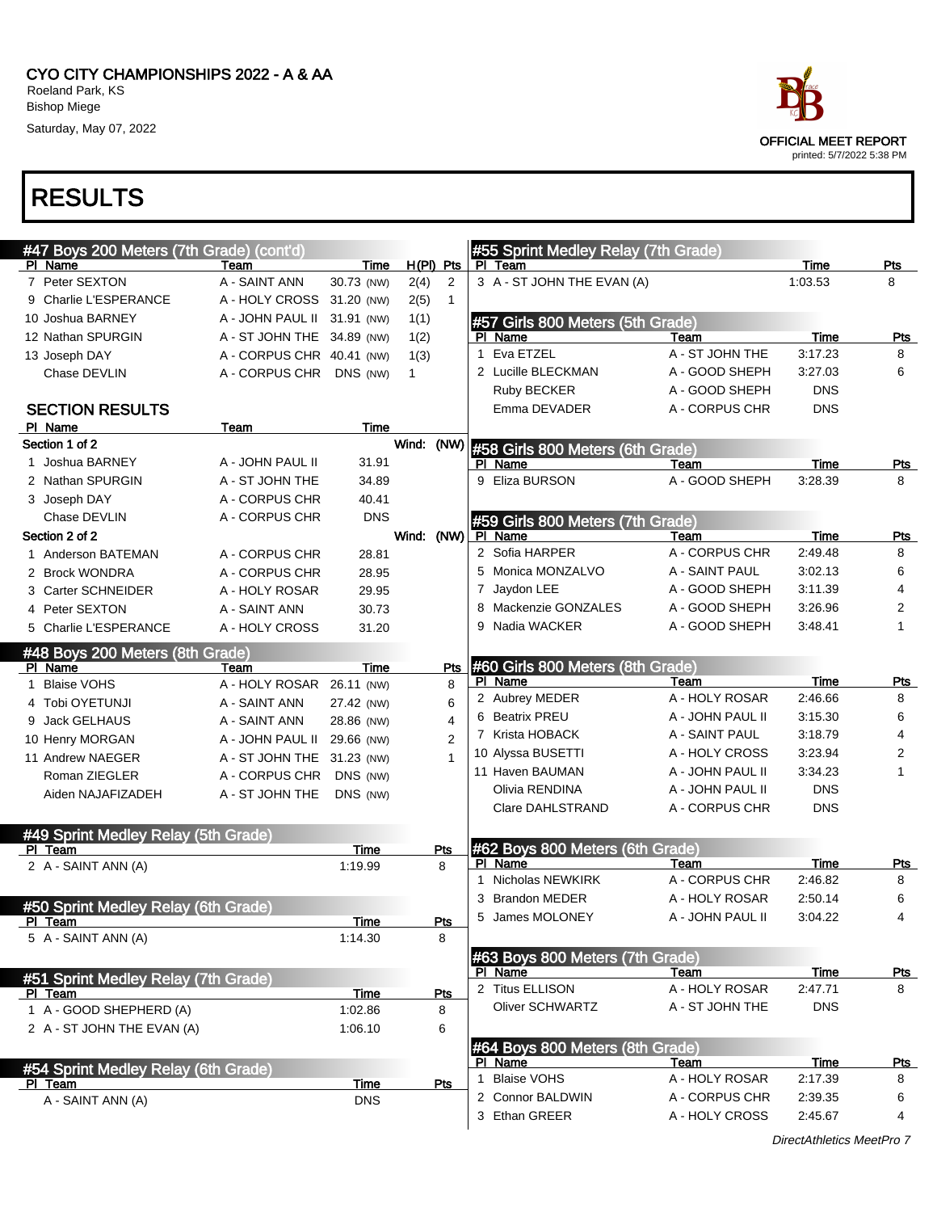# CYO CITY CHAMPIONSHIPS 2022 - A & AA

Roeland Park, KS
Bishop Miege
Saturday, May 07, 2022

OFFICIAL MEET REPORT
printed: 5/7/2022 5:38 PM

# RESULTS

## #47 Boys 200 Meters (7th Grade) (cont'd)

| Pl | Name | Team | Time | | H(Pl) | Pts |
|---|---|---|---|---|---|---|
| 7 | Peter SEXTON | A - SAINT ANN | 30.73 | (NW) | 2(4) | 2 |
| 9 | Charlie L'ESPERANCE | A - HOLY CROSS | 31.20 | (NW) | 2(5) | 1 |
| 10 | Joshua BARNEY | A - JOHN PAUL II | 31.91 | (NW) | 1(1) | |
| 12 | Nathan SPURGIN | A - ST JOHN THE | 34.89 | (NW) | 1(2) | |
| 13 | Joseph DAY | A - CORPUS CHR | 40.41 | (NW) | 1(3) | |
| | Chase DEVLIN | A - CORPUS CHR | DNS | (NW) | 1 | |

### SECTION RESULTS

| Pl | Name | Team | Time |
|---|---|---|---|
| **Section 1 of 2** | | | Wind: (NW) |
| 1 | Joshua BARNEY | A - JOHN PAUL II | 31.91 |
| 2 | Nathan SPURGIN | A - ST JOHN THE | 34.89 |
| 3 | Joseph DAY | A - CORPUS CHR | 40.41 |
| | Chase DEVLIN | A - CORPUS CHR | DNS |
| **Section 2 of 2** | | | Wind: (NW) |
| 1 | Anderson BATEMAN | A - CORPUS CHR | 28.81 |
| 2 | Brock WONDRA | A - CORPUS CHR | 28.95 |
| 3 | Carter SCHNEIDER | A - HOLY ROSAR | 29.95 |
| 4 | Peter SEXTON | A - SAINT ANN | 30.73 |
| 5 | Charlie L'ESPERANCE | A - HOLY CROSS | 31.20 |

## #48 Boys 200 Meters (8th Grade)

| Pl | Name | Team | Time | | Pts |
|---|---|---|---|---|---|
| 1 | Blaise VOHS | A - HOLY ROSAR | 26.11 | (NW) | 8 |
| 4 | Tobi OYETUNJI | A - SAINT ANN | 27.42 | (NW) | 6 |
| 9 | Jack GELHAUS | A - SAINT ANN | 28.86 | (NW) | 4 |
| 10 | Henry MORGAN | A - JOHN PAUL II | 29.66 | (NW) | 2 |
| 11 | Andrew NAEGER | A - ST JOHN THE | 31.23 | (NW) | 1 |
| | Roman ZIEGLER | A - CORPUS CHR | DNS | (NW) | |
| | Aiden NAJAFIZADEH | A - ST JOHN THE | DNS | (NW) | |

## #49 Sprint Medley Relay (5th Grade)

| Pl | Team | Time | Pts |
|---|---|---|---|
| 2 | A - SAINT ANN (A) | 1:19.99 | 8 |

## #50 Sprint Medley Relay (6th Grade)

| Pl | Team | Time | Pts |
|---|---|---|---|
| 5 | A - SAINT ANN (A) | 1:14.30 | 8 |

## #51 Sprint Medley Relay (7th Grade)

| Pl | Team | Time | Pts |
|---|---|---|---|
| 1 | A - GOOD SHEPHERD (A) | 1:02.86 | 8 |
| 2 | A - ST JOHN THE EVAN (A) | 1:06.10 | 6 |

## #54 Sprint Medley Relay (6th Grade)

| Pl | Team | Time | Pts |
|---|---|---|---|
| | A - SAINT ANN (A) | DNS | |

## #55 Sprint Medley Relay (7th Grade)

| Pl | Team | Time | Pts |
|---|---|---|---|
| 3 | A - ST JOHN THE EVAN (A) | 1:03.53 | 8 |

## #57 Girls 800 Meters (5th Grade)

| Pl | Name | Team | Time | Pts |
|---|---|---|---|---|
| 1 | Eva ETZEL | A - ST JOHN THE | 3:17.23 | 8 |
| 2 | Lucille BLECKMAN | A - GOOD SHEPH | 3:27.03 | 6 |
| | Ruby BECKER | A - GOOD SHEPH | DNS | |
| | Emma DEVADER | A - CORPUS CHR | DNS | |

## #58 Girls 800 Meters (6th Grade)

| Pl | Name | Team | Time | Pts |
|---|---|---|---|---|
| 9 | Eliza BURSON | A - GOOD SHEPH | 3:28.39 | 8 |

## #59 Girls 800 Meters (7th Grade)

| Pl | Name | Team | Time | Pts |
|---|---|---|---|---|
| 2 | Sofia HARPER | A - CORPUS CHR | 2:49.48 | 8 |
| 5 | Monica MONZALVO | A - SAINT PAUL | 3:02.13 | 6 |
| 7 | Jaydon LEE | A - GOOD SHEPH | 3:11.39 | 4 |
| 8 | Mackenzie GONZALES | A - GOOD SHEPH | 3:26.96 | 2 |
| 9 | Nadia WACKER | A - GOOD SHEPH | 3:48.41 | 1 |

## #60 Girls 800 Meters (8th Grade)

| Pl | Name | Team | Time | Pts |
|---|---|---|---|---|
| 2 | Aubrey MEDER | A - HOLY ROSAR | 2:46.66 | 8 |
| 6 | Beatrix PREU | A - JOHN PAUL II | 3:15.30 | 6 |
| 7 | Krista HOBACK | A - SAINT PAUL | 3:18.79 | 4 |
| 10 | Alyssa BUSETTI | A - HOLY CROSS | 3:23.94 | 2 |
| 11 | Haven BAUMAN | A - JOHN PAUL II | 3:34.23 | 1 |
| | Olivia RENDINA | A - JOHN PAUL II | DNS | |
| | Clare DAHLSTRAND | A - CORPUS CHR | DNS | |

## #62 Boys 800 Meters (6th Grade)

| Pl | Name | Team | Time | Pts |
|---|---|---|---|---|
| 1 | Nicholas NEWKIRK | A - CORPUS CHR | 2:46.82 | 8 |
| 3 | Brandon MEDER | A - HOLY ROSAR | 2:50.14 | 6 |
| 5 | James MOLONEY | A - JOHN PAUL II | 3:04.22 | 4 |

## #63 Boys 800 Meters (7th Grade)

| Pl | Name | Team | Time | Pts |
|---|---|---|---|---|
| 2 | Titus ELLISON | A - HOLY ROSAR | 2:47.71 | 8 |
| | Oliver SCHWARTZ | A - ST JOHN THE | DNS | |

## #64 Boys 800 Meters (8th Grade)

| Pl | Name | Team | Time | Pts |
|---|---|---|---|---|
| 1 | Blaise VOHS | A - HOLY ROSAR | 2:17.39 | 8 |
| 2 | Connor BALDWIN | A - CORPUS CHR | 2:39.35 | 6 |
| 3 | Ethan GREER | A - HOLY CROSS | 2:45.67 | 4 |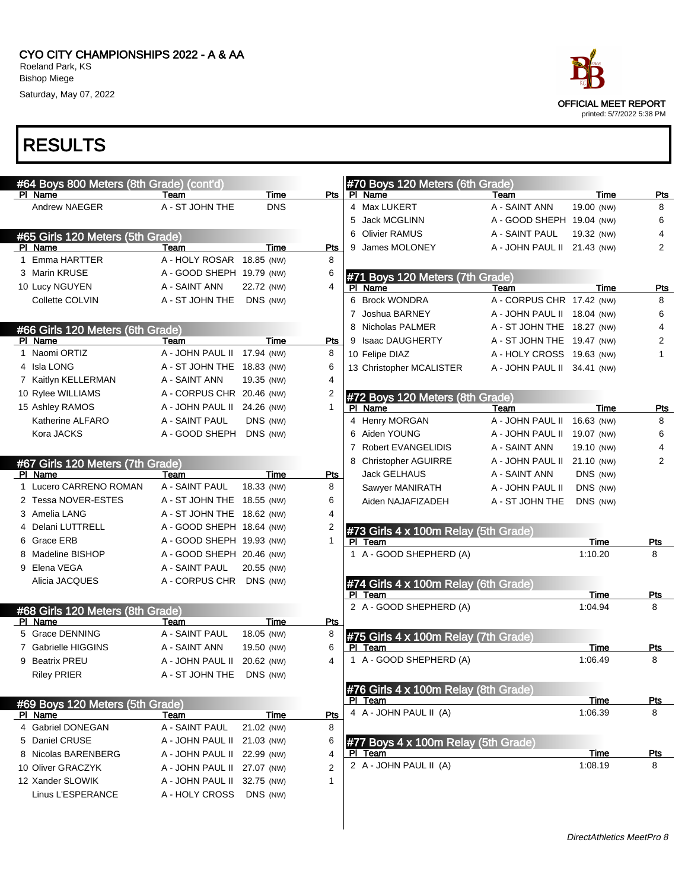# CYO CITY CHAMPIONSHIPS 2022 - A & AA

Roeland Park, KS
Bishop Miege
Saturday, May 07, 2022

OFFICIAL MEET REPORT
printed: 5/7/2022 5:38 PM

## RESULTS

### #64 Boys 800 Meters (8th Grade) (cont'd)

| Pl | Name | Team | Time | Pts |
|---|---|---|---|---|
| | Andrew NAEGER | A - ST JOHN THE | DNS | |

### #65 Girls 120 Meters (5th Grade)

| Pl | Name | Team | Time | Pts |
|---|---|---|---|---|
| 1 | Emma HARTTER | A - HOLY ROSAR | 18.85 (NW) | 8 |
| 3 | Marin KRUSE | A - GOOD SHEPH | 19.79 (NW) | 6 |
| 10 | Lucy NGUYEN | A - SAINT ANN | 22.72 (NW) | 4 |
| | Collette COLVIN | A - ST JOHN THE | DNS (NW) | |

### #66 Girls 120 Meters (6th Grade)

| Pl | Name | Team | Time | Pts |
|---|---|---|---|---|
| 1 | Naomi ORTIZ | A - JOHN PAUL II | 17.94 (NW) | 8 |
| 4 | Isla LONG | A - ST JOHN THE | 18.83 (NW) | 6 |
| 7 | Kaitlyn KELLERMAN | A - SAINT ANN | 19.35 (NW) | 4 |
| 10 | Rylee WILLIAMS | A - CORPUS CHR | 20.46 (NW) | 2 |
| 15 | Ashley RAMOS | A - JOHN PAUL II | 24.26 (NW) | 1 |
| | Katherine ALFARO | A - SAINT PAUL | DNS (NW) | |
| | Kora JACKS | A - GOOD SHEPH | DNS (NW) | |

### #67 Girls 120 Meters (7th Grade)

| Pl | Name | Team | Time | Pts |
|---|---|---|---|---|
| 1 | Lucero CARRENO ROMAN | A - SAINT PAUL | 18.33 (NW) | 8 |
| 2 | Tessa NOVER-ESTES | A - ST JOHN THE | 18.55 (NW) | 6 |
| 3 | Amelia LANG | A - ST JOHN THE | 18.62 (NW) | 4 |
| 4 | Delani LUTTRELL | A - GOOD SHEPH | 18.64 (NW) | 2 |
| 6 | Grace ERB | A - GOOD SHEPH | 19.93 (NW) | 1 |
| 8 | Madeline BISHOP | A - GOOD SHEPH | 20.46 (NW) | |
| 9 | Elena VEGA | A - SAINT PAUL | 20.55 (NW) | |
| | Alicia JACQUES | A - CORPUS CHR | DNS (NW) | |

### #68 Girls 120 Meters (8th Grade)

| Pl | Name | Team | Time | Pts |
|---|---|---|---|---|
| 5 | Grace DENNING | A - SAINT PAUL | 18.05 (NW) | 8 |
| 7 | Gabrielle HIGGINS | A - SAINT ANN | 19.50 (NW) | 6 |
| 9 | Beatrix PREU | A - JOHN PAUL II | 20.62 (NW) | 4 |
| | Riley PRIER | A - ST JOHN THE | DNS (NW) | |

### #69 Boys 120 Meters (5th Grade)

| Pl | Name | Team | Time | Pts |
|---|---|---|---|---|
| 4 | Gabriel DONEGAN | A - SAINT PAUL | 21.02 (NW) | 8 |
| 5 | Daniel CRUSE | A - JOHN PAUL II | 21.03 (NW) | 6 |
| 8 | Nicolas BARENBERG | A - JOHN PAUL II | 22.99 (NW) | 4 |
| 10 | Oliver GRACZYK | A - JOHN PAUL II | 27.07 (NW) | 2 |
| 12 | Xander SLOWIK | A - JOHN PAUL II | 32.75 (NW) | 1 |
| | Linus L'ESPERANCE | A - HOLY CROSS | DNS (NW) | |

### #70 Boys 120 Meters (6th Grade)

| Pl | Name | Team | Time | Pts |
|---|---|---|---|---|
| 4 | Max LUKERT | A - SAINT ANN | 19.00 (NW) | 8 |
| 5 | Jack MCGLINN | A - GOOD SHEPH | 19.04 (NW) | 6 |
| 6 | Olivier RAMUS | A - SAINT PAUL | 19.32 (NW) | 4 |
| 9 | James MOLONEY | A - JOHN PAUL II | 21.43 (NW) | 2 |

### #71 Boys 120 Meters (7th Grade)

| Pl | Name | Team | Time | Pts |
|---|---|---|---|---|
| 6 | Brock WONDRA | A - CORPUS CHR | 17.42 (NW) | 8 |
| 7 | Joshua BARNEY | A - JOHN PAUL II | 18.04 (NW) | 6 |
| 8 | Nicholas PALMER | A - ST JOHN THE | 18.27 (NW) | 4 |
| 9 | Isaac DAUGHERTY | A - ST JOHN THE | 19.47 (NW) | 2 |
| 10 | Felipe DIAZ | A - HOLY CROSS | 19.63 (NW) | 1 |
| 13 | Christopher MCALISTER | A - JOHN PAUL II | 34.41 (NW) | |

### #72 Boys 120 Meters (8th Grade)

| Pl | Name | Team | Time | Pts |
|---|---|---|---|---|
| 4 | Henry MORGAN | A - JOHN PAUL II | 16.63 (NW) | 8 |
| 6 | Aiden YOUNG | A - JOHN PAUL II | 19.07 (NW) | 6 |
| 7 | Robert EVANGELIDIS | A - SAINT ANN | 19.10 (NW) | 4 |
| 8 | Christopher AGUIRRE | A - JOHN PAUL II | 21.10 (NW) | 2 |
| | Jack GELHAUS | A - SAINT ANN | DNS (NW) | |
| | Sawyer MANIRATH | A - JOHN PAUL II | DNS (NW) | |
| | Aiden NAJAFIZADEH | A - ST JOHN THE | DNS (NW) | |

### #73 Girls 4 x 100m Relay (5th Grade)

| Pl | Team | Time | Pts |
|---|---|---|---|
| 1 | A - GOOD SHEPHERD (A) | 1:10.20 | 8 |

### #74 Girls 4 x 100m Relay (6th Grade)

| Pl | Team | Time | Pts |
|---|---|---|---|
| 2 | A - GOOD SHEPHERD (A) | 1:04.94 | 8 |

### #75 Girls 4 x 100m Relay (7th Grade)

| Pl | Team | Time | Pts |
|---|---|---|---|
| 1 | A - GOOD SHEPHERD (A) | 1:06.49 | 8 |

### #76 Girls 4 x 100m Relay (8th Grade)

| Pl | Team | Time | Pts |
|---|---|---|---|
| 4 | A - JOHN PAUL II (A) | 1:06.39 | 8 |

### #77 Boys 4 x 100m Relay (5th Grade)

| Pl | Team | Time | Pts |
|---|---|---|---|
| 2 | A - JOHN PAUL II (A) | 1:08.19 | 8 |

*DirectAthletics MeetPro 8*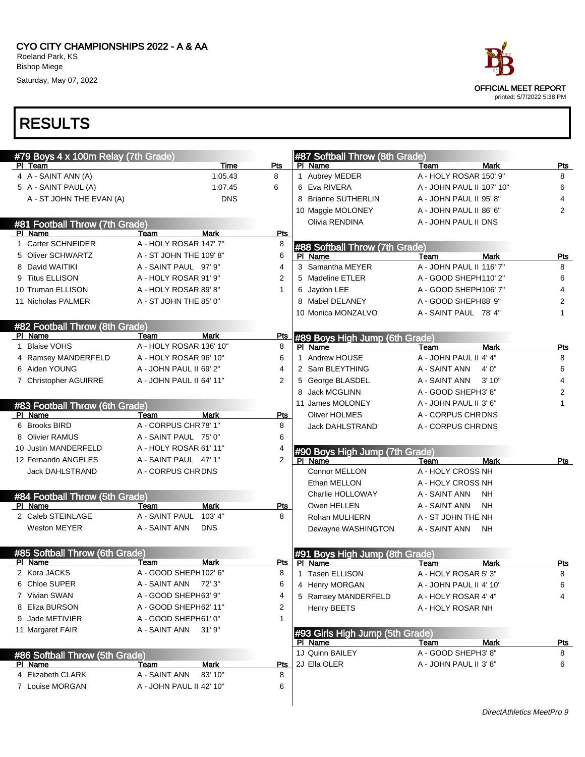# CYO CITY CHAMPIONSHIPS 2022 - A & AA

Roeland Park, KS
Bishop Miege
Saturday, May 07, 2022

OFFICIAL MEET REPORT
printed: 5/7/2022 5:38 PM

## RESULTS

### #79 Boys 4 x 100m Relay (7th Grade)

| Pl | Team | Time | Pts |
|---|---|---|---|
| 4 | A - SAINT ANN (A) | 1:05.43 | 8 |
| 5 | A - SAINT PAUL (A) | 1:07.45 | 6 |
| | A - ST JOHN THE EVAN (A) | DNS | |

### #81 Football Throw (7th Grade)

| Pl | Name | Team | Mark | Pts |
|---|---|---|---|---|
| 1 | Carter SCHNEIDER | A - HOLY ROSAR | 147' 7" | 8 |
| 5 | Oliver SCHWARTZ | A - ST JOHN THE | 109' 8" | 6 |
| 8 | David WAITIKI | A - SAINT PAUL | 97' 9" | 4 |
| 9 | Titus ELLISON | A - HOLY ROSAR | 91' 9" | 2 |
| 10 | Truman ELLISON | A - HOLY ROSAR | 89' 8" | 1 |
| 11 | Nicholas PALMER | A - ST JOHN THE | 85' 0" | |

### #82 Football Throw (8th Grade)

| Pl | Name | Team | Mark | Pts |
|---|---|---|---|---|
| 1 | Blaise VOHS | A - HOLY ROSAR | 136' 10" | 8 |
| 4 | Ramsey MANDERFELD | A - HOLY ROSAR | 96' 10" | 6 |
| 6 | Aiden YOUNG | A - JOHN PAUL II | 69' 2" | 4 |
| 7 | Christopher AGUIRRE | A - JOHN PAUL II | 64' 11" | 2 |

### #83 Football Throw (6th Grade)

| Pl | Name | Team | Mark | Pts |
|---|---|---|---|---|
| 6 | Brooks BIRD | A - CORPUS CHR | 78' 1" | 8 |
| 8 | Olivier RAMUS | A - SAINT PAUL | 75' 0" | 6 |
| 10 | Justin MANDERFELD | A - HOLY ROSAR | 61' 11" | 4 |
| 12 | Fernando ANGELES | A - SAINT PAUL | 47' 1" | 2 |
| | Jack DAHLSTRAND | A - CORPUS CHR | DNS | |

### #84 Football Throw (5th Grade)

| Pl | Name | Team | Mark | Pts |
|---|---|---|---|---|
| 2 | Caleb STEINLAGE | A - SAINT PAUL | 103' 4" | 8 |
| | Weston MEYER | A - SAINT ANN | DNS | |

### #85 Softball Throw (6th Grade)

| Pl | Name | Team | Mark | Pts |
|---|---|---|---|---|
| 2 | Kora JACKS | A - GOOD SHEPH | 102' 6" | 8 |
| 6 | Chloe SUPER | A - SAINT ANN | 72' 3" | 6 |
| 7 | Vivian SWAN | A - GOOD SHEPH | 63' 9" | 4 |
| 8 | Eliza BURSON | A - GOOD SHEPH | 62' 11" | 2 |
| 9 | Jade METIVIER | A - GOOD SHEPH | 61' 0" | 1 |
| 11 | Margaret FAIR | A - SAINT ANN | 31' 9" | |

### #86 Softball Throw (5th Grade)

| Pl | Name | Team | Mark | Pts |
|---|---|---|---|---|
| 4 | Elizabeth CLARK | A - SAINT ANN | 83' 10" | 8 |
| 7 | Louise MORGAN | A - JOHN PAUL II | 42' 10" | 6 |

### #87 Softball Throw (8th Grade)

| Pl | Name | Team | Mark | Pts |
|---|---|---|---|---|
| 1 | Aubrey MEDER | A - HOLY ROSAR | 150' 9" | 8 |
| 6 | Eva RIVERA | A - JOHN PAUL II | 107' 10" | 6 |
| 8 | Brianne SUTHERLIN | A - JOHN PAUL II | 95' 8" | 4 |
| 10 | Maggie MOLONEY | A - JOHN PAUL II | 86' 6" | 2 |
| | Olivia RENDINA | A - JOHN PAUL II | DNS | |

### #88 Softball Throw (7th Grade)

| Pl | Name | Team | Mark | Pts |
|---|---|---|---|---|
| 3 | Samantha MEYER | A - JOHN PAUL II | 116' 7" | 8 |
| 5 | Madeline ETLER | A - GOOD SHEPH | 110' 2" | 6 |
| 6 | Jaydon LEE | A - GOOD SHEPH | 106' 7" | 4 |
| 8 | Mabel DELANEY | A - GOOD SHEPH | 88' 9" | 2 |
| 10 | Monica MONZALVO | A - SAINT PAUL | 78' 4" | 1 |

### #89 Boys High Jump (6th Grade)

| Pl | Name | Team | Mark | Pts |
|---|---|---|---|---|
| 1 | Andrew HOUSE | A - JOHN PAUL II | 4' 4" | 8 |
| 2 | Sam BLEYTHING | A - SAINT ANN | 4' 0" | 6 |
| 5 | George BLASDEL | A - SAINT ANN | 3' 10" | 4 |
| 8 | Jack MCGLINN | A - GOOD SHEPH | 3' 8" | 2 |
| 11 | James MOLONEY | A - JOHN PAUL II | 3' 6" | 1 |
| | Oliver HOLMES | A - CORPUS CHR | DNS | |
| | Jack DAHLSTRAND | A - CORPUS CHR | DNS | |

### #90 Boys High Jump (7th Grade)

| Pl | Name | Team | Mark | Pts |
|---|---|---|---|---|
| | Connor MELLON | A - HOLY CROSS | NH | |
| | Ethan MELLON | A - HOLY CROSS | NH | |
| | Charlie HOLLOWAY | A - SAINT ANN | NH | |
| | Owen HELLEN | A - SAINT ANN | NH | |
| | Rohan MULHERN | A - ST JOHN THE | NH | |
| | Dewayne WASHINGTON | A - SAINT ANN | NH | |

### #91 Boys High Jump (8th Grade)

| Pl | Name | Team | Mark | Pts |
|---|---|---|---|---|
| 1 | Tasen ELLISON | A - HOLY ROSAR | 5' 3" | 8 |
| 4 | Henry MORGAN | A - JOHN PAUL II | 4' 10" | 6 |
| 5 | Ramsey MANDERFELD | A - HOLY ROSAR | 4' 4" | 4 |
| | Henry BEETS | A - HOLY ROSAR | NH | |

### #93 Girls High Jump (5th Grade)

| Pl | Name | Team | Mark | Pts |
|---|---|---|---|---|
| 1J | Quinn BAILEY | A - GOOD SHEPH | 3' 8" | 8 |
| 2J | Ella OLER | A - JOHN PAUL II | 3' 8" | 6 |

*DirectAthletics MeetPro 9*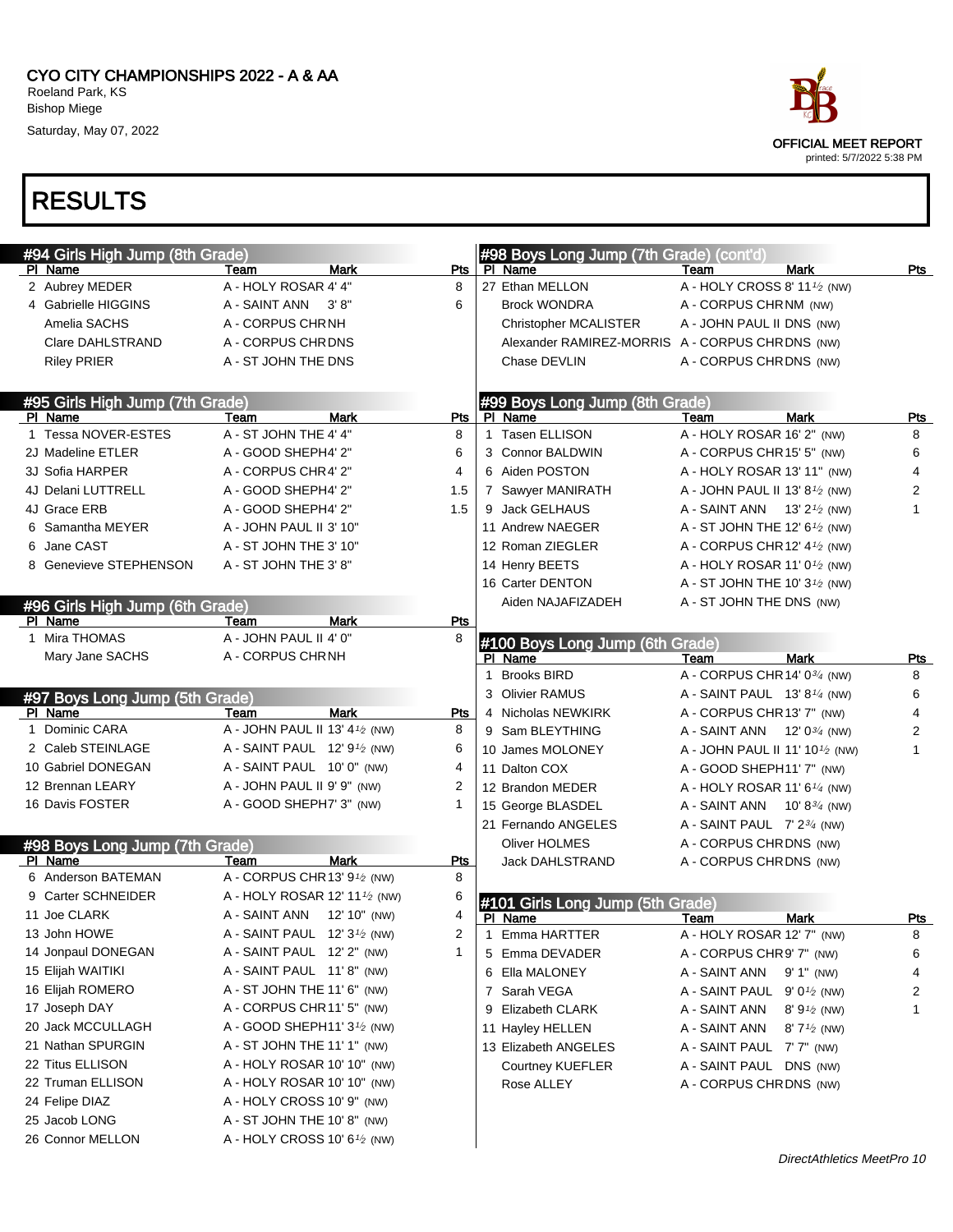# CYO CITY CHAMPIONSHIPS 2022 - A & AA

Roeland Park, KS
Bishop Miege
Saturday, May 07, 2022

OFFICIAL MEET REPORT
printed: 5/7/2022 5:38 PM

## RESULTS

### #94 Girls High Jump (8th Grade)

| Pl | Name | Team | Mark | Pts |
|---|---|---|---|---|
| 2 | Aubrey MEDER | A - HOLY ROSAR | 4' 4" | 8 |
| 4 | Gabrielle HIGGINS | A - SAINT ANN | 3' 8" | 6 |
| | Amelia SACHS | A - CORPUS CHR | NH | |
| | Clare DAHLSTRAND | A - CORPUS CHR | DNS | |
| | Riley PRIER | A - ST JOHN THE | DNS | |

### #95 Girls High Jump (7th Grade)

| Pl | Name | Team | Mark | Pts |
|---|---|---|---|---|
| 1 | Tessa NOVER-ESTES | A - ST JOHN THE | 4' 4" | 8 |
| 2J | Madeline ETLER | A - GOOD SHEPH | 4' 2" | 6 |
| 3J | Sofia HARPER | A - CORPUS CHR | 4' 2" | 4 |
| 4J | Delani LUTTRELL | A - GOOD SHEPH | 4' 2" | 1.5 |
| 4J | Grace ERB | A - GOOD SHEPH | 4' 2" | 1.5 |
| 6 | Samantha MEYER | A - JOHN PAUL II | 3' 10" | |
| 6 | Jane CAST | A - ST JOHN THE | 3' 10" | |
| 8 | Genevieve STEPHENSON | A - ST JOHN THE | 3' 8" | |

### #96 Girls High Jump (6th Grade)

| Pl | Name | Team | Mark | Pts |
|---|---|---|---|---|
| 1 | Mira THOMAS | A - JOHN PAUL II | 4' 0" | 8 |
| | Mary Jane SACHS | A - CORPUS CHR | NH | |

### #97 Boys Long Jump (5th Grade)

| Pl | Name | Team | Mark | Pts |
|---|---|---|---|---|
| 1 | Dominic CARA | A - JOHN PAUL II | 13' 4½ (NW) | 8 |
| 2 | Caleb STEINLAGE | A - SAINT PAUL | 12' 9½ (NW) | 6 |
| 10 | Gabriel DONEGAN | A - SAINT PAUL | 10' 0" (NW) | 4 |
| 12 | Brennan LEARY | A - JOHN PAUL II | 9' 9" (NW) | 2 |
| 16 | Davis FOSTER | A - GOOD SHEPH | 7' 3" (NW) | 1 |

### #98 Boys Long Jump (7th Grade)

| Pl | Name | Team | Mark | Pts |
|---|---|---|---|---|
| 6 | Anderson BATEMAN | A - CORPUS CHR | 13' 9½ (NW) | 8 |
| 9 | Carter SCHNEIDER | A - HOLY ROSAR | 12' 11½ (NW) | 6 |
| 11 | Joe CLARK | A - SAINT ANN | 12' 10" (NW) | 4 |
| 13 | John HOWE | A - SAINT PAUL | 12' 3½ (NW) | 2 |
| 14 | Jonpaul DONEGAN | A - SAINT PAUL | 12' 2" (NW) | 1 |
| 15 | Elijah WAITIKI | A - SAINT PAUL | 11' 8" (NW) | |
| 16 | Elijah ROMERO | A - ST JOHN THE | 11' 6" (NW) | |
| 17 | Joseph DAY | A - CORPUS CHR | 11' 5" (NW) | |
| 20 | Jack MCCULLAGH | A - GOOD SHEPH | 11' 3½ (NW) | |
| 21 | Nathan SPURGIN | A - ST JOHN THE | 11' 1" (NW) | |
| 22 | Titus ELLISON | A - HOLY ROSAR | 10' 10" (NW) | |
| 22 | Truman ELLISON | A - HOLY ROSAR | 10' 10" (NW) | |
| 24 | Felipe DIAZ | A - HOLY CROSS | 10' 9" (NW) | |
| 25 | Jacob LONG | A - ST JOHN THE | 10' 8" (NW) | |
| 26 | Connor MELLON | A - HOLY CROSS | 10' 6½ (NW) | |
| 27 | Ethan MELLON | A - HOLY CROSS | 8' 11½ (NW) | |
| | Brock WONDRA | A - CORPUS CHR | NM (NW) | |
| | Christopher MCALISTER | A - JOHN PAUL II | DNS (NW) | |
| | Alexander RAMIREZ-MORRIS | A - CORPUS CHR | DNS (NW) | |
| | Chase DEVLIN | A - CORPUS CHR | DNS (NW) | |

### #99 Boys Long Jump (8th Grade)

| Pl | Name | Team | Mark | Pts |
|---|---|---|---|---|
| 1 | Tasen ELLISON | A - HOLY ROSAR | 16' 2" (NW) | 8 |
| 3 | Connor BALDWIN | A - CORPUS CHR | 15' 5" (NW) | 6 |
| 6 | Aiden POSTON | A - HOLY ROSAR | 13' 11" (NW) | 4 |
| 7 | Sawyer MANIRATH | A - JOHN PAUL II | 13' 8½ (NW) | 2 |
| 9 | Jack GELHAUS | A - SAINT ANN | 13' 2½ (NW) | 1 |
| 11 | Andrew NAEGER | A - ST JOHN THE | 12' 6½ (NW) | |
| 12 | Roman ZIEGLER | A - CORPUS CHR | 12' 4½ (NW) | |
| 14 | Henry BEETS | A - HOLY ROSAR | 11' 0½ (NW) | |
| 16 | Carter DENTON | A - ST JOHN THE | 10' 3½ (NW) | |
| | Aiden NAJAFIZADEH | A - ST JOHN THE | DNS (NW) | |

### #100 Boys Long Jump (6th Grade)

| Pl | Name | Team | Mark | Pts |
|---|---|---|---|---|
| 1 | Brooks BIRD | A - CORPUS CHR | 14' 0¾ (NW) | 8 |
| 3 | Olivier RAMUS | A - SAINT PAUL | 13' 8¼ (NW) | 6 |
| 4 | Nicholas NEWKIRK | A - CORPUS CHR | 13' 7" (NW) | 4 |
| 9 | Sam BLEYTHING | A - SAINT ANN | 12' 0¾ (NW) | 2 |
| 10 | James MOLONEY | A - JOHN PAUL II | 11' 10½ (NW) | 1 |
| 11 | Dalton COX | A - GOOD SHEPH | 11' 7" (NW) | |
| 12 | Brandon MEDER | A - HOLY ROSAR | 11' 6¼ (NW) | |
| 15 | George BLASDEL | A - SAINT ANN | 10' 8¾ (NW) | |
| 21 | Fernando ANGELES | A - SAINT PAUL | 7' 2¾ (NW) | |
| | Oliver HOLMES | A - CORPUS CHR | DNS (NW) | |
| | Jack DAHLSTRAND | A - CORPUS CHR | DNS (NW) | |

### #101 Girls Long Jump (5th Grade)

| Pl | Name | Team | Mark | Pts |
|---|---|---|---|---|
| 1 | Emma HARTTER | A - HOLY ROSAR | 12' 7" (NW) | 8 |
| 5 | Emma DEVADER | A - CORPUS CHR | 9' 7" (NW) | 6 |
| 6 | Ella MALONEY | A - SAINT ANN | 9' 1" (NW) | 4 |
| 7 | Sarah VEGA | A - SAINT PAUL | 9' 0½ (NW) | 2 |
| 9 | Elizabeth CLARK | A - SAINT ANN | 8' 9½ (NW) | 1 |
| 11 | Hayley HELLEN | A - SAINT ANN | 8' 7½ (NW) | |
| 13 | Elizabeth ANGELES | A - SAINT PAUL | 7' 7" (NW) | |
| | Courtney KUEFLER | A - SAINT PAUL | DNS (NW) | |
| | Rose ALLEY | A - CORPUS CHR | DNS (NW) | |

DirectAthletics MeetPro 10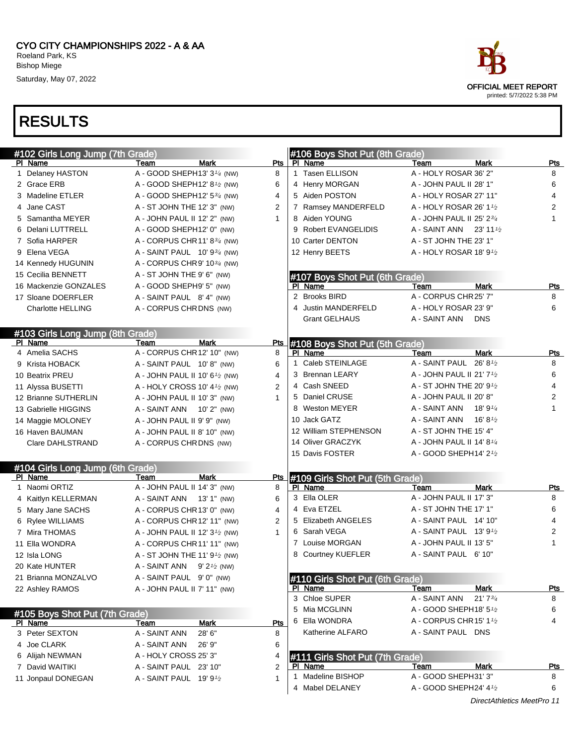# CYO CITY CHAMPIONSHIPS 2022 - A & AA

Roeland Park, KS
Bishop Miege
Saturday, May 07, 2022

OFFICIAL MEET REPORT
printed: 5/7/2022 5:38 PM

# RESULTS

## #102 Girls Long Jump (7th Grade)

| Pl | Name | Team | Mark | Pts |
|---|---|---|---|---|
| 1 | Delaney HASTON | A - GOOD SHEPH | 13' 3¼ (NW) | 8 |
| 2 | Grace ERB | A - GOOD SHEPH | 12' 8½ (NW) | 6 |
| 3 | Madeline ETLER | A - GOOD SHEPH | 12' 5¾ (NW) | 4 |
| 4 | Jane CAST | A - ST JOHN THE | 12' 3" (NW) | 2 |
| 5 | Samantha MEYER | A - JOHN PAUL II | 12' 2" (NW) | 1 |
| 6 | Delani LUTTRELL | A - GOOD SHEPH | 12' 0" (NW) | |
| 7 | Sofia HARPER | A - CORPUS CHR | 11' 8¾ (NW) | |
| 9 | Elena VEGA | A - SAINT PAUL | 10' 9¾ (NW) | |
| 14 | Kennedy HUGUNIN | A - CORPUS CHR | 9' 10¾ (NW) | |
| 15 | Cecilia BENNETT | A - ST JOHN THE | 9' 6" (NW) | |
| 16 | Mackenzie GONZALES | A - GOOD SHEPH | 9' 5" (NW) | |
| 17 | Sloane DOERFLER | A - SAINT PAUL | 8' 4" (NW) | |
| | Charlotte HELLING | A - CORPUS CHR | DNS (NW) | |

## #103 Girls Long Jump (8th Grade)

| Pl | Name | Team | Mark | Pts |
|---|---|---|---|---|
| 4 | Amelia SACHS | A - CORPUS CHR | 12' 10" (NW) | 8 |
| 9 | Krista HOBACK | A - SAINT PAUL | 10' 8" (NW) | 6 |
| 10 | Beatrix PREU | A - JOHN PAUL II | 10' 6½ (NW) | 4 |
| 11 | Alyssa BUSETTI | A - HOLY CROSS | 10' 4½ (NW) | 2 |
| 12 | Brianne SUTHERLIN | A - JOHN PAUL II | 10' 3" (NW) | 1 |
| 13 | Gabrielle HIGGINS | A - SAINT ANN | 10' 2" (NW) | |
| 14 | Maggie MOLONEY | A - JOHN PAUL II | 9' 9" (NW) | |
| 16 | Haven BAUMAN | A - JOHN PAUL II | 8' 10" (NW) | |
| | Clare DAHLSTRAND | A - CORPUS CHR | DNS (NW) | |

## #104 Girls Long Jump (6th Grade)

| Pl | Name | Team | Mark | Pts |
|---|---|---|---|---|
| 1 | Naomi ORTIZ | A - JOHN PAUL II | 14' 3" (NW) | 8 |
| 4 | Kaitlyn KELLERMAN | A - SAINT ANN | 13' 1" (NW) | 6 |
| 5 | Mary Jane SACHS | A - CORPUS CHR | 13' 0" (NW) | 4 |
| 6 | Rylee WILLIAMS | A - CORPUS CHR | 12' 11" (NW) | 2 |
| 7 | Mira THOMAS | A - JOHN PAUL II | 12' 3½ (NW) | 1 |
| 11 | Ella WONDRA | A - CORPUS CHR | 11' 11" (NW) | |
| 12 | Isla LONG | A - ST JOHN THE | 11' 9½ (NW) | |
| 20 | Kate HUNTER | A - SAINT ANN | 9' 2½ (NW) | |
| 21 | Brianna MONZALVO | A - SAINT PAUL | 9' 0" (NW) | |
| 22 | Ashley RAMOS | A - JOHN PAUL II | 7' 11" (NW) | |

## #105 Boys Shot Put (7th Grade)

| Pl | Name | Team | Mark | Pts |
|---|---|---|---|---|
| 3 | Peter SEXTON | A - SAINT ANN | 28' 6" | 8 |
| 4 | Joe CLARK | A - SAINT ANN | 26' 9" | 6 |
| 6 | Alijah NEWMAN | A - HOLY CROSS | 25' 3" | 4 |
| 7 | David WAITIKI | A - SAINT PAUL | 23' 10" | 2 |
| 11 | Jonpaul DONEGAN | A - SAINT PAUL | 19' 9½ | 1 |

## #106 Boys Shot Put (8th Grade)

| Pl | Name | Team | Mark | Pts |
|---|---|---|---|---|
| 1 | Tasen ELLISON | A - HOLY ROSAR | 36' 2" | 8 |
| 4 | Henry MORGAN | A - JOHN PAUL II | 28' 1" | 6 |
| 5 | Aiden POSTON | A - HOLY ROSAR | 27' 11" | 4 |
| 7 | Ramsey MANDERFELD | A - HOLY ROSAR | 26' 1½ | 2 |
| 8 | Aiden YOUNG | A - JOHN PAUL II | 25' 2¾ | 1 |
| 9 | Robert EVANGELIDIS | A - SAINT ANN | 23' 11½ | |
| 10 | Carter DENTON | A - ST JOHN THE | 23' 1" | |
| 12 | Henry BEETS | A - HOLY ROSAR | 18' 9½ | |

## #107 Boys Shot Put (6th Grade)

| Pl | Name | Team | Mark | Pts |
|---|---|---|---|---|
| 2 | Brooks BIRD | A - CORPUS CHR | 25' 7" | 8 |
| 4 | Justin MANDERFELD | A - HOLY ROSAR | 23' 9" | 6 |
| | Grant GELHAUS | A - SAINT ANN | DNS | |

## #108 Boys Shot Put (5th Grade)

| Pl | Name | Team | Mark | Pts |
|---|---|---|---|---|
| 1 | Caleb STEINLAGE | A - SAINT PAUL | 26' 8½ | 8 |
| 3 | Brennan LEARY | A - JOHN PAUL II | 21' 7½ | 6 |
| 4 | Cash SNEED | A - ST JOHN THE | 20' 9½ | 4 |
| 5 | Daniel CRUSE | A - JOHN PAUL II | 20' 8" | 2 |
| 8 | Weston MEYER | A - SAINT ANN | 18' 9¼ | 1 |
| 10 | Jack GATZ | A - SAINT ANN | 16' 8½ | |
| 12 | William STEPHENSON | A - ST JOHN THE | 15' 4" | |
| 14 | Oliver GRACZYK | A - JOHN PAUL II | 14' 8¼ | |
| 15 | Davis FOSTER | A - GOOD SHEPH | 14' 2½ | |

## #109 Girls Shot Put (5th Grade)

| Pl | Name | Team | Mark | Pts |
|---|---|---|---|---|
| 3 | Ella OLER | A - JOHN PAUL II | 17' 3" | 8 |
| 4 | Eva ETZEL | A - ST JOHN THE | 17' 1" | 6 |
| 5 | Elizabeth ANGELES | A - SAINT PAUL | 14' 10" | 4 |
| 6 | Sarah VEGA | A - SAINT PAUL | 13' 9½ | 2 |
| 7 | Louise MORGAN | A - JOHN PAUL II | 13' 5" | 1 |
| 8 | Courtney KUEFLER | A - SAINT PAUL | 6' 10" | |

## #110 Girls Shot Put (6th Grade)

| Pl | Name | Team | Mark | Pts |
|---|---|---|---|---|
| 3 | Chloe SUPER | A - SAINT ANN | 21' 7¾ | 8 |
| 5 | Mia MCGLINN | A - GOOD SHEPH | 18' 5½ | 6 |
| 6 | Ella WONDRA | A - CORPUS CHR | 15' 1½ | 4 |
| | Katherine ALFARO | A - SAINT PAUL | DNS | |

## #111 Girls Shot Put (7th Grade)

| Pl | Name | Team | Mark | Pts |
|---|---|---|---|---|
| 1 | Madeline BISHOP | A - GOOD SHEPH | 31' 3" | 8 |
| 4 | Mabel DELANEY | A - GOOD SHEPH | 24' 4½ | 6 |

*DirectAthletics MeetPro 11*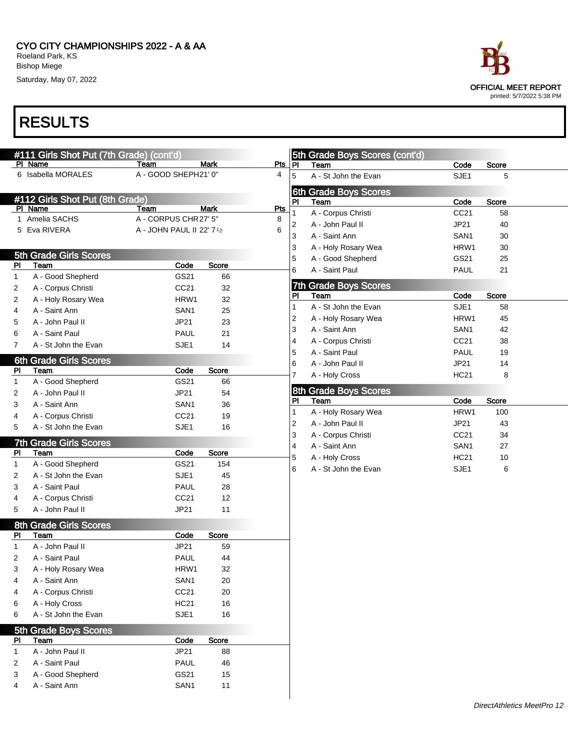# CYO CITY CHAMPIONSHIPS 2022 - A & AA

Roeland Park, KS
Bishop Miege
Saturday, May 07, 2022

OFFICIAL MEET REPORT
printed: 5/7/2022 5:38 PM

# RESULTS

## #111 Girls Shot Put (7th Grade) (cont'd)

| Pl | Name | Team | Mark | Pts |
|---|---|---|---|---|
| 6 | Isabella MORALES | A - GOOD SHEPH | 21' 0" | 4 |

## #112 Girls Shot Put (8th Grade)

| Pl | Name | Team | Mark | Pts |
|---|---|---|---|---|
| 1 | Amelia SACHS | A - CORPUS CHR | 27' 5" | 8 |
| 5 | Eva RIVERA | A - JOHN PAUL II | 22' 7½ | 6 |

## 5th Grade Girls Scores

| Pl | Team | Code | Score |
|---|---|---|---|
| 1 | A - Good Shepherd | GS21 | 66 |
| 2 | A - Corpus Christi | CC21 | 32 |
| 2 | A - Holy Rosary Wea | HRW1 | 32 |
| 4 | A - Saint Ann | SAN1 | 25 |
| 5 | A - John Paul II | JP21 | 23 |
| 6 | A - Saint Paul | PAUL | 21 |
| 7 | A - St John the Evan | SJE1 | 14 |

## 6th Grade Girls Scores

| Pl | Team | Code | Score |
|---|---|---|---|
| 1 | A - Good Shepherd | GS21 | 66 |
| 2 | A - John Paul II | JP21 | 54 |
| 3 | A - Saint Ann | SAN1 | 36 |
| 4 | A - Corpus Christi | CC21 | 19 |
| 5 | A - St John the Evan | SJE1 | 16 |

## 7th Grade Girls Scores

| Pl | Team | Code | Score |
|---|---|---|---|
| 1 | A - Good Shepherd | GS21 | 154 |
| 2 | A - St John the Evan | SJE1 | 45 |
| 3 | A - Saint Paul | PAUL | 28 |
| 4 | A - Corpus Christi | CC21 | 12 |
| 5 | A - John Paul II | JP21 | 11 |

## 8th Grade Girls Scores

| Pl | Team | Code | Score |
|---|---|---|---|
| 1 | A - John Paul II | JP21 | 59 |
| 2 | A - Saint Paul | PAUL | 44 |
| 3 | A - Holy Rosary Wea | HRW1 | 32 |
| 4 | A - Saint Ann | SAN1 | 20 |
| 4 | A - Corpus Christi | CC21 | 20 |
| 6 | A - Holy Cross | HC21 | 16 |
| 6 | A - St John the Evan | SJE1 | 16 |

## 5th Grade Boys Scores

| Pl | Team | Code | Score |
|---|---|---|---|
| 1 | A - John Paul II | JP21 | 88 |
| 2 | A - Saint Paul | PAUL | 46 |
| 3 | A - Good Shepherd | GS21 | 15 |
| 4 | A - Saint Ann | SAN1 | 11 |
| 5 | A - St John the Evan | SJE1 | 5 |

## 6th Grade Boys Scores

| Pl | Team | Code | Score |
|---|---|---|---|
| 1 | A - Corpus Christi | CC21 | 58 |
| 2 | A - John Paul II | JP21 | 40 |
| 3 | A - Saint Ann | SAN1 | 30 |
| 3 | A - Holy Rosary Wea | HRW1 | 30 |
| 5 | A - Good Shepherd | GS21 | 25 |
| 6 | A - Saint Paul | PAUL | 21 |

## 7th Grade Boys Scores

| Pl | Team | Code | Score |
|---|---|---|---|
| 1 | A - St John the Evan | SJE1 | 58 |
| 2 | A - Holy Rosary Wea | HRW1 | 45 |
| 3 | A - Saint Ann | SAN1 | 42 |
| 4 | A - Corpus Christi | CC21 | 38 |
| 5 | A - Saint Paul | PAUL | 19 |
| 6 | A - John Paul II | JP21 | 14 |
| 7 | A - Holy Cross | HC21 | 8 |

## 8th Grade Boys Scores

| Pl | Team | Code | Score |
|---|---|---|---|
| 1 | A - Holy Rosary Wea | HRW1 | 100 |
| 2 | A - John Paul II | JP21 | 43 |
| 3 | A - Corpus Christi | CC21 | 34 |
| 4 | A - Saint Ann | SAN1 | 27 |
| 5 | A - Holy Cross | HC21 | 10 |
| 6 | A - St John the Evan | SJE1 | 6 |

*DirectAthletics MeetPro 12*